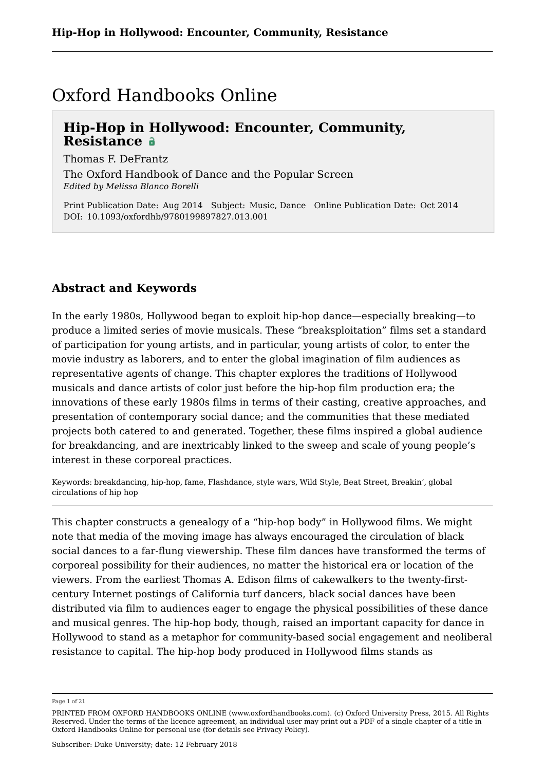# Oxford Handbooks Online

## Hip-Hop in Hollywood: Encounter, Community, Resistance

Thomas F. DeFrantz

The Oxford Handbook of Dance and the Popular Screen
*Edited by Melissa Blanco Borelli*

Print Publication Date: Aug 2014 Subject: Music, Dance Online Publication Date: Oct 2014
DOI: 10.1093/oxfordhb/9780199897827.013.001

### Abstract and Keywords

In the early 1980s, Hollywood began to exploit hip-hop dance—especially breaking—to produce a limited series of movie musicals. These "breaksploitation" films set a standard of participation for young artists, and in particular, young artists of color, to enter the movie industry as laborers, and to enter the global imagination of film audiences as representative agents of change. This chapter explores the traditions of Hollywood musicals and dance artists of color just before the hip-hop film production era; the innovations of these early 1980s films in terms of their casting, creative approaches, and presentation of contemporary social dance; and the communities that these mediated projects both catered to and generated. Together, these films inspired a global audience for breakdancing, and are inextricably linked to the sweep and scale of young people's interest in these corporeal practices.

Keywords: breakdancing, hip-hop, fame, Flashdance, style wars, Wild Style, Beat Street, Breakin', global circulations of hip hop

---

This chapter constructs a genealogy of a "hip-hop body" in Hollywood films. We might note that media of the moving image has always encouraged the circulation of black social dances to a far-flung viewership. These film dances have transformed the terms of corporeal possibility for their audiences, no matter the historical era or location of the viewers. From the earliest Thomas A. Edison films of cakewalkers to the twenty-first-century Internet postings of California turf dancers, black social dances have been distributed via film to audiences eager to engage the physical possibilities of these dance and musical genres. The hip-hop body, though, raised an important capacity for dance in Hollywood to stand as a metaphor for community-based social engagement and neoliberal resistance to capital. The hip-hop body produced in Hollywood films stands as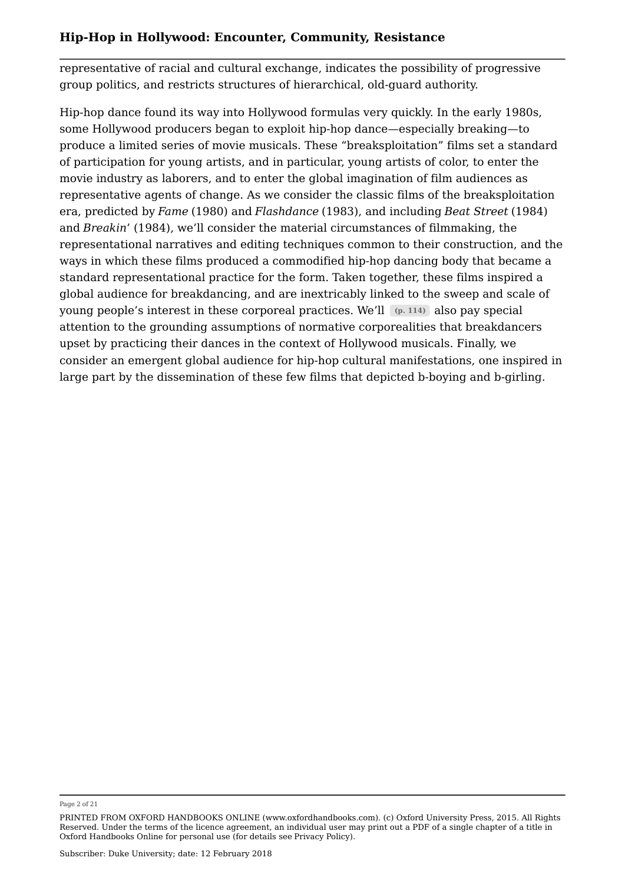representative of racial and cultural exchange, indicates the possibility of progressive group politics, and restricts structures of hierarchical, old-guard authority.

Hip-hop dance found its way into Hollywood formulas very quickly. In the early 1980s, some Hollywood producers began to exploit hip-hop dance—especially breaking—to produce a limited series of movie musicals. These “breaksploitation” films set a standard of participation for young artists, and in particular, young artists of color, to enter the movie industry as laborers, and to enter the global imagination of film audiences as representative agents of change. As we consider the classic films of the breaksploitation era, predicted by *Fame* (1980) and *Flashdance* (1983), and including *Beat Street* (1984) and *Breakin*’ (1984), we’ll consider the material circumstances of filmmaking, the representational narratives and editing techniques common to their construction, and the ways in which these films produced a commodified hip-hop dancing body that became a standard representational practice for the form. Taken together, these films inspired a global audience for breakdancing, and are inextricably linked to the sweep and scale of young people’s interest in these corporeal practices. We’ll (p. 114) also pay special attention to the grounding assumptions of normative corporealities that breakdancers upset by practicing their dances in the context of Hollywood musicals. Finally, we consider an emergent global audience for hip-hop cultural manifestations, one inspired in large part by the dissemination of these few films that depicted b-boying and b-girling.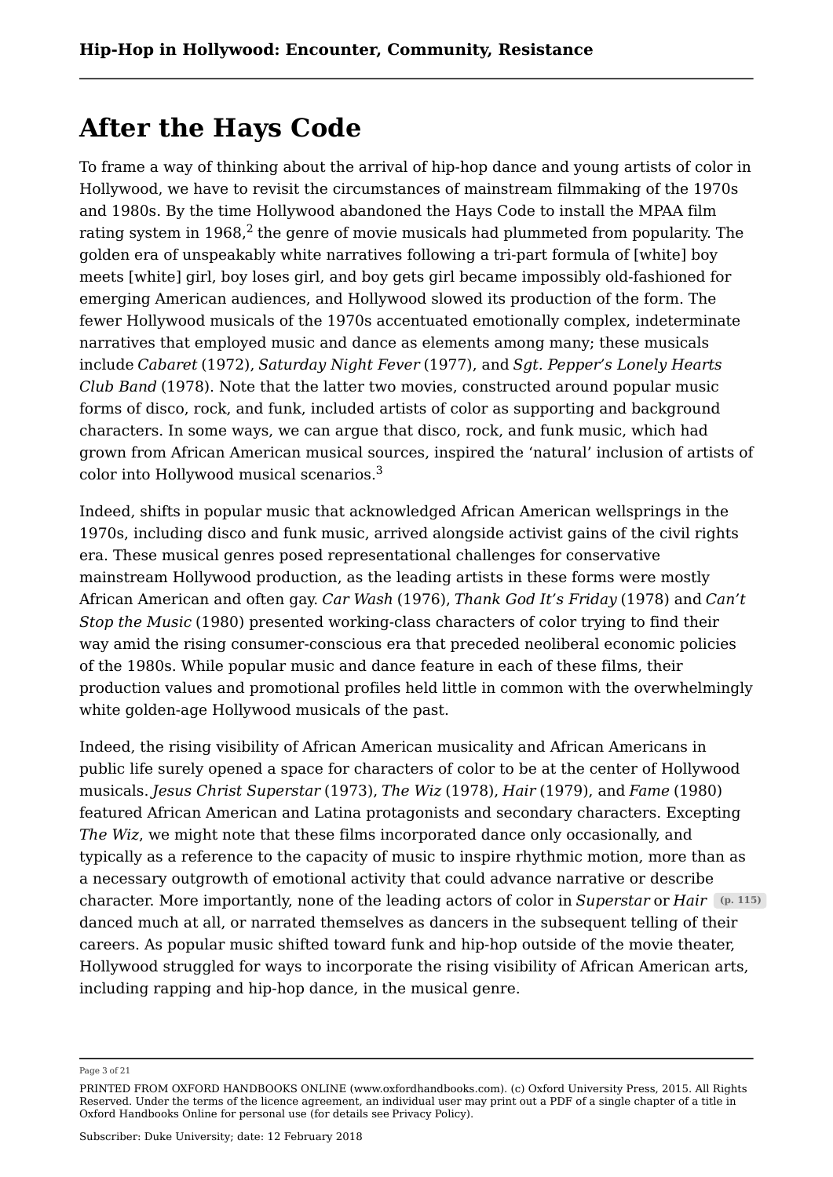# After the Hays Code

To frame a way of thinking about the arrival of hip-hop dance and young artists of color in Hollywood, we have to revisit the circumstances of mainstream filmmaking of the 1970s and 1980s. By the time Hollywood abandoned the Hays Code to install the MPAA film rating system in 1968,[2] the genre of movie musicals had plummeted from popularity. The golden era of unspeakably white narratives following a tri-part formula of [white] boy meets [white] girl, boy loses girl, and boy gets girl became impossibly old-fashioned for emerging American audiences, and Hollywood slowed its production of the form. The fewer Hollywood musicals of the 1970s accentuated emotionally complex, indeterminate narratives that employed music and dance as elements among many; these musicals include *Cabaret* (1972), *Saturday Night Fever* (1977), and *Sgt. Pepper's Lonely Hearts Club Band* (1978). Note that the latter two movies, constructed around popular music forms of disco, rock, and funk, included artists of color as supporting and background characters. In some ways, we can argue that disco, rock, and funk music, which had grown from African American musical sources, inspired the 'natural' inclusion of artists of color into Hollywood musical scenarios.[3]

Indeed, shifts in popular music that acknowledged African American wellsprings in the 1970s, including disco and funk music, arrived alongside activist gains of the civil rights era. These musical genres posed representational challenges for conservative mainstream Hollywood production, as the leading artists in these forms were mostly African American and often gay. *Car Wash* (1976), *Thank God It's Friday* (1978) and *Can't Stop the Music* (1980) presented working-class characters of color trying to find their way amid the rising consumer-conscious era that preceded neoliberal economic policies of the 1980s. While popular music and dance feature in each of these films, their production values and promotional profiles held little in common with the overwhelmingly white golden-age Hollywood musicals of the past.

Indeed, the rising visibility of African American musicality and African Americans in public life surely opened a space for characters of color to be at the center of Hollywood musicals. *Jesus Christ Superstar* (1973), *The Wiz* (1978), *Hair* (1979), and *Fame* (1980) featured African American and Latina protagonists and secondary characters. Excepting *The Wiz*, we might note that these films incorporated dance only occasionally, and typically as a reference to the capacity of music to inspire rhythmic motion, more than as a necessary outgrowth of emotional activity that could advance narrative or describe character. More importantly, none of the leading actors of color in *Superstar* or *Hair* (p. 115) danced much at all, or narrated themselves as dancers in the subsequent telling of their careers. As popular music shifted toward funk and hip-hop outside of the movie theater, Hollywood struggled for ways to incorporate the rising visibility of African American arts, including rapping and hip-hop dance, in the musical genre.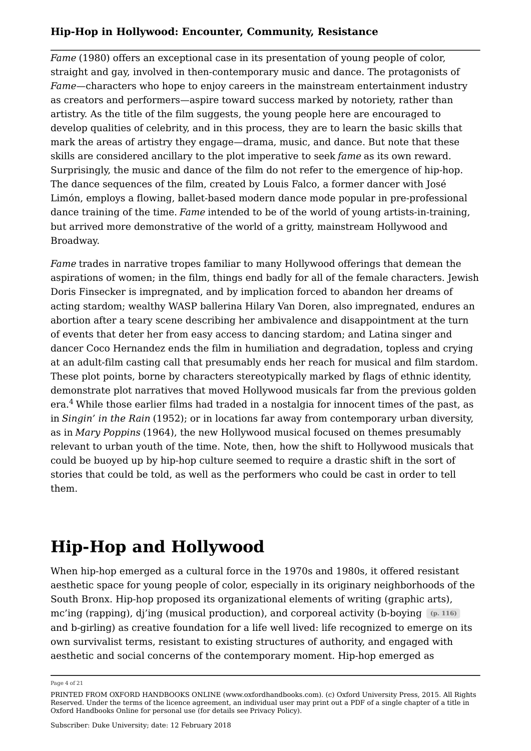*Fame* (1980) offers an exceptional case in its presentation of young people of color, straight and gay, involved in then-contemporary music and dance. The protagonists of *Fame*—characters who hope to enjoy careers in the mainstream entertainment industry as creators and performers—aspire toward success marked by notoriety, rather than artistry. As the title of the film suggests, the young people here are encouraged to develop qualities of celebrity, and in this process, they are to learn the basic skills that mark the areas of artistry they engage—drama, music, and dance. But note that these skills are considered ancillary to the plot imperative to seek *fame* as its own reward. Surprisingly, the music and dance of the film do not refer to the emergence of hip-hop. The dance sequences of the film, created by Louis Falco, a former dancer with José Limón, employs a flowing, ballet-based modern dance mode popular in pre-professional dance training of the time. *Fame* intended to be of the world of young artists-in-training, but arrived more demonstrative of the world of a gritty, mainstream Hollywood and Broadway.

*Fame* trades in narrative tropes familiar to many Hollywood offerings that demean the aspirations of women; in the film, things end badly for all of the female characters. Jewish Doris Finsecker is impregnated, and by implication forced to abandon her dreams of acting stardom; wealthy WASP ballerina Hilary Van Doren, also impregnated, endures an abortion after a teary scene describing her ambivalence and disappointment at the turn of events that deter her from easy access to dancing stardom; and Latina singer and dancer Coco Hernandez ends the film in humiliation and degradation, topless and crying at an adult-film casting call that presumably ends her reach for musical and film stardom. These plot points, borne by characters stereotypically marked by flags of ethnic identity, demonstrate plot narratives that moved Hollywood musicals far from the previous golden era.[4] While those earlier films had traded in a nostalgia for innocent times of the past, as in *Singin' in the Rain* (1952); or in locations far away from contemporary urban diversity, as in *Mary Poppins* (1964), the new Hollywood musical focused on themes presumably relevant to urban youth of the time. Note, then, how the shift to Hollywood musicals that could be buoyed up by hip-hop culture seemed to require a drastic shift in the sort of stories that could be told, as well as the performers who could be cast in order to tell them.

# Hip-Hop and Hollywood

When hip-hop emerged as a cultural force in the 1970s and 1980s, it offered resistant aesthetic space for young people of color, especially in its originary neighborhoods of the South Bronx. Hip-hop proposed its organizational elements of writing (graphic arts), mc'ing (rapping), dj'ing (musical production), and corporeal activity (b-boying (p. 116) and b-girling) as creative foundation for a life well lived: life recognized to emerge on its own survivalist terms, resistant to existing structures of authority, and engaged with aesthetic and social concerns of the contemporary moment. Hip-hop emerged as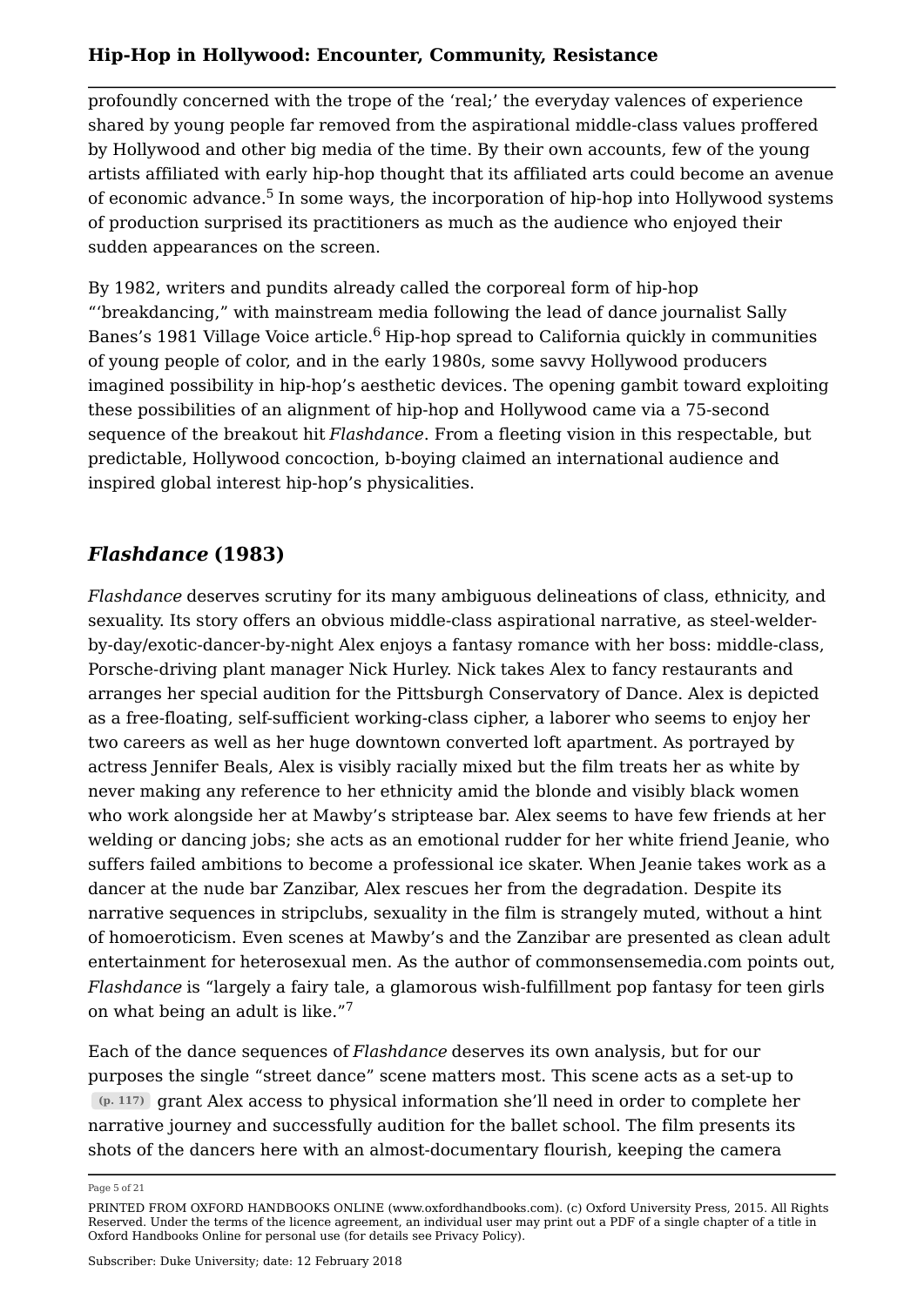profoundly concerned with the trope of the 'real;' the everyday valences of experience shared by young people far removed from the aspirational middle-class values proffered by Hollywood and other big media of the time. By their own accounts, few of the young artists affiliated with early hip-hop thought that its affiliated arts could become an avenue of economic advance.[5] In some ways, the incorporation of hip-hop into Hollywood systems of production surprised its practitioners as much as the audience who enjoyed their sudden appearances on the screen.

By 1982, writers and pundits already called the corporeal form of hip-hop "'breakdancing," with mainstream media following the lead of dance journalist Sally Banes's 1981 Village Voice article.[6] Hip-hop spread to California quickly in communities of young people of color, and in the early 1980s, some savvy Hollywood producers imagined possibility in hip-hop's aesthetic devices. The opening gambit toward exploiting these possibilities of an alignment of hip-hop and Hollywood came via a 75-second sequence of the breakout hit *Flashdance*. From a fleeting vision in this respectable, but predictable, Hollywood concoction, b-boying claimed an international audience and inspired global interest hip-hop's physicalities.

## *Flashdance* (1983)

*Flashdance* deserves scrutiny for its many ambiguous delineations of class, ethnicity, and sexuality. Its story offers an obvious middle-class aspirational narrative, as steel-welder-by-day/exotic-dancer-by-night Alex enjoys a fantasy romance with her boss: middle-class, Porsche-driving plant manager Nick Hurley. Nick takes Alex to fancy restaurants and arranges her special audition for the Pittsburgh Conservatory of Dance. Alex is depicted as a free-floating, self-sufficient working-class cipher, a laborer who seems to enjoy her two careers as well as her huge downtown converted loft apartment. As portrayed by actress Jennifer Beals, Alex is visibly racially mixed but the film treats her as white by never making any reference to her ethnicity amid the blonde and visibly black women who work alongside her at Mawby's striptease bar. Alex seems to have few friends at her welding or dancing jobs; she acts as an emotional rudder for her white friend Jeanie, who suffers failed ambitions to become a professional ice skater. When Jeanie takes work as a dancer at the nude bar Zanzibar, Alex rescues her from the degradation. Despite its narrative sequences in stripclubs, sexuality in the film is strangely muted, without a hint of homoeroticism. Even scenes at Mawby's and the Zanzibar are presented as clean adult entertainment for heterosexual men. As the author of commonsensemedia.com points out, *Flashdance* is "largely a fairy tale, a glamorous wish-fulfillment pop fantasy for teen girls on what being an adult is like."[7]

Each of the dance sequences of *Flashdance* deserves its own analysis, but for our purposes the single "street dance" scene matters most. This scene acts as a set-up to (p. 117) grant Alex access to physical information she'll need in order to complete her narrative journey and successfully audition for the ballet school. The film presents its shots of the dancers here with an almost-documentary flourish, keeping the camera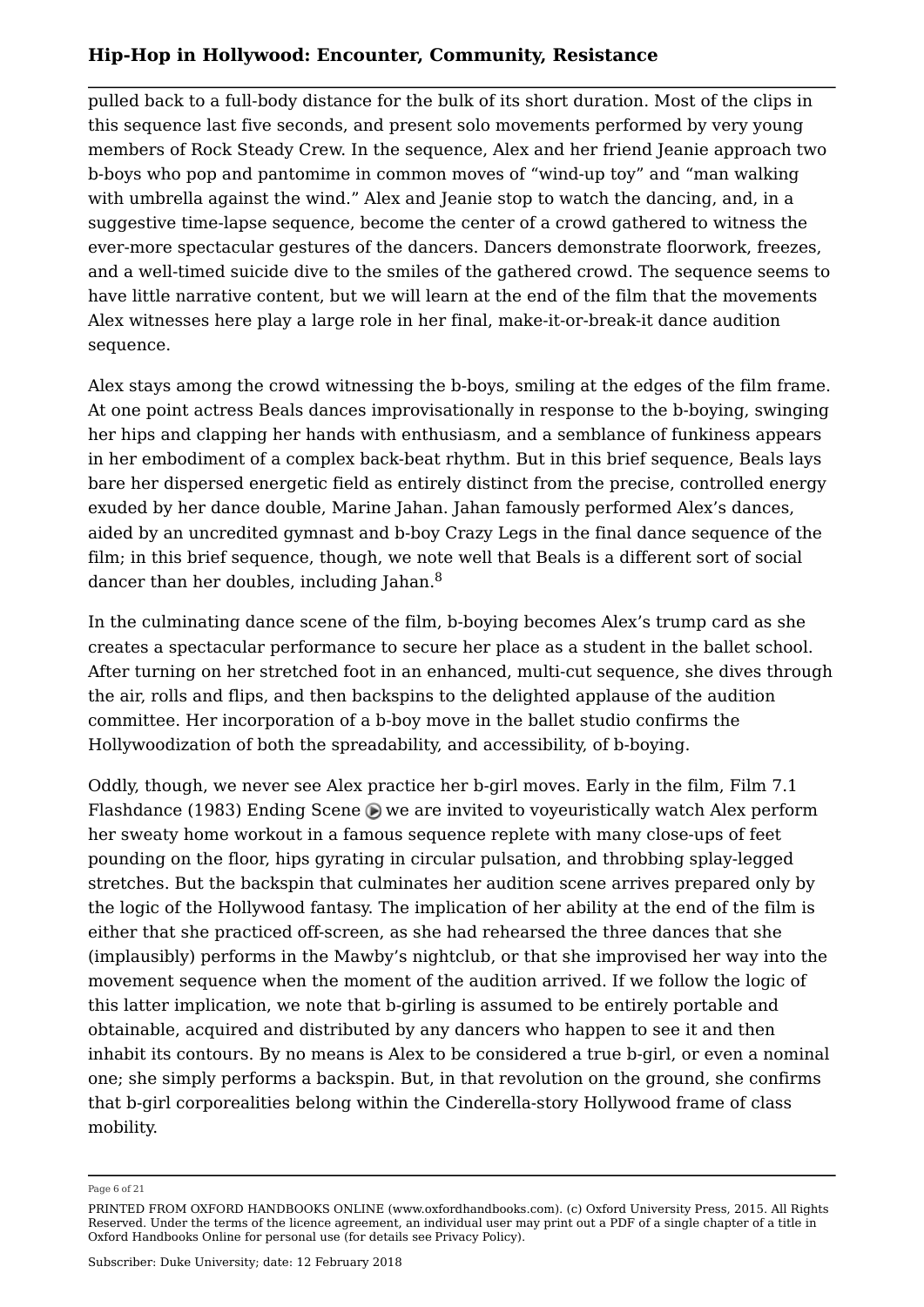pulled back to a full-body distance for the bulk of its short duration. Most of the clips in this sequence last five seconds, and present solo movements performed by very young members of Rock Steady Crew. In the sequence, Alex and her friend Jeanie approach two b-boys who pop and pantomime in common moves of "wind-up toy" and "man walking with umbrella against the wind." Alex and Jeanie stop to watch the dancing, and, in a suggestive time-lapse sequence, become the center of a crowd gathered to witness the ever-more spectacular gestures of the dancers. Dancers demonstrate floorwork, freezes, and a well-timed suicide dive to the smiles of the gathered crowd. The sequence seems to have little narrative content, but we will learn at the end of the film that the movements Alex witnesses here play a large role in her final, make-it-or-break-it dance audition sequence.

Alex stays among the crowd witnessing the b-boys, smiling at the edges of the film frame. At one point actress Beals dances improvisationally in response to the b-boying, swinging her hips and clapping her hands with enthusiasm, and a semblance of funkiness appears in her embodiment of a complex back-beat rhythm. But in this brief sequence, Beals lays bare her dispersed energetic field as entirely distinct from the precise, controlled energy exuded by her dance double, Marine Jahan. Jahan famously performed Alex's dances, aided by an uncredited gymnast and b-boy Crazy Legs in the final dance sequence of the film; in this brief sequence, though, we note well that Beals is a different sort of social dancer than her doubles, including Jahan.[8]

In the culminating dance scene of the film, b-boying becomes Alex's trump card as she creates a spectacular performance to secure her place as a student in the ballet school. After turning on her stretched foot in an enhanced, multi-cut sequence, she dives through the air, rolls and flips, and then backspins to the delighted applause of the audition committee. Her incorporation of a b-boy move in the ballet studio confirms the Hollywoodization of both the spreadability, and accessibility, of b-boying.

Oddly, though, we never see Alex practice her b-girl moves. Early in the film, Film 7.1 Flashdance (1983) Ending Scene we are invited to voyeuristically watch Alex perform her sweaty home workout in a famous sequence replete with many close-ups of feet pounding on the floor, hips gyrating in circular pulsation, and throbbing splay-legged stretches. But the backspin that culminates her audition scene arrives prepared only by the logic of the Hollywood fantasy. The implication of her ability at the end of the film is either that she practiced off-screen, as she had rehearsed the three dances that she (implausibly) performs in the Mawby's nightclub, or that she improvised her way into the movement sequence when the moment of the audition arrived. If we follow the logic of this latter implication, we note that b-girling is assumed to be entirely portable and obtainable, acquired and distributed by any dancers who happen to see it and then inhabit its contours. By no means is Alex to be considered a true b-girl, or even a nominal one; she simply performs a backspin. But, in that revolution on the ground, she confirms that b-girl corporealities belong within the Cinderella-story Hollywood frame of class mobility.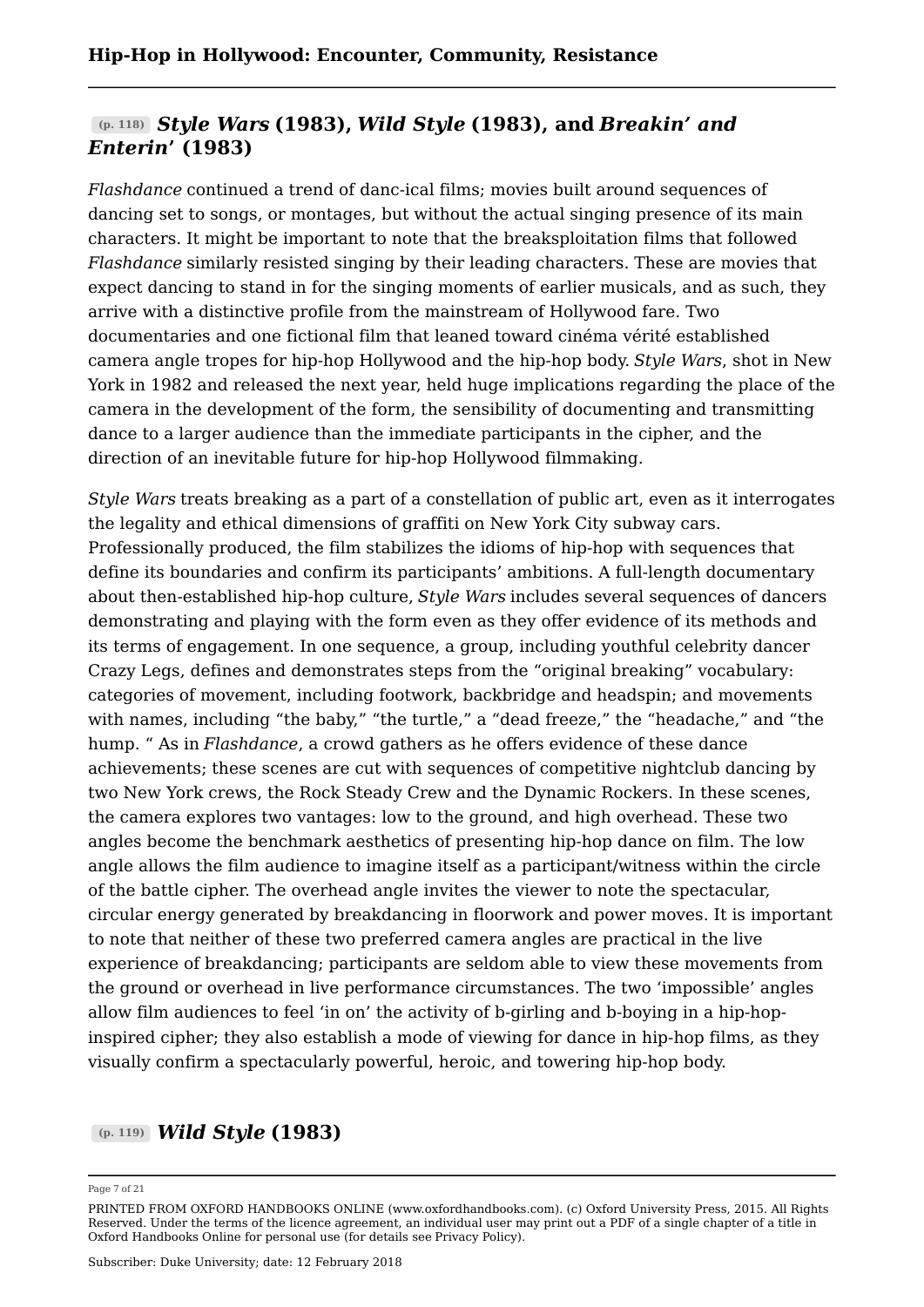## (p. 118) *Style Wars* (1983), *Wild Style* (1983), and *Breakin' and Enterin'* (1983)

*Flashdance* continued a trend of danc-ical films; movies built around sequences of dancing set to songs, or montages, but without the actual singing presence of its main characters. It might be important to note that the breaksploitation films that followed *Flashdance* similarly resisted singing by their leading characters. These are movies that expect dancing to stand in for the singing moments of earlier musicals, and as such, they arrive with a distinctive profile from the mainstream of Hollywood fare. Two documentaries and one fictional film that leaned toward cinéma vérité established camera angle tropes for hip-hop Hollywood and the hip-hop body. *Style Wars*, shot in New York in 1982 and released the next year, held huge implications regarding the place of the camera in the development of the form, the sensibility of documenting and transmitting dance to a larger audience than the immediate participants in the cipher, and the direction of an inevitable future for hip-hop Hollywood filmmaking.

*Style Wars* treats breaking as a part of a constellation of public art, even as it interrogates the legality and ethical dimensions of graffiti on New York City subway cars. Professionally produced, the film stabilizes the idioms of hip-hop with sequences that define its boundaries and confirm its participants' ambitions. A full-length documentary about then-established hip-hop culture, *Style Wars* includes several sequences of dancers demonstrating and playing with the form even as they offer evidence of its methods and its terms of engagement. In one sequence, a group, including youthful celebrity dancer Crazy Legs, defines and demonstrates steps from the "original breaking" vocabulary: categories of movement, including footwork, backbridge and headspin; and movements with names, including "the baby," "the turtle," a "dead freeze," the "headache," and "the hump. " As in *Flashdance*, a crowd gathers as he offers evidence of these dance achievements; these scenes are cut with sequences of competitive nightclub dancing by two New York crews, the Rock Steady Crew and the Dynamic Rockers. In these scenes, the camera explores two vantages: low to the ground, and high overhead. These two angles become the benchmark aesthetics of presenting hip-hop dance on film. The low angle allows the film audience to imagine itself as a participant/witness within the circle of the battle cipher. The overhead angle invites the viewer to note the spectacular, circular energy generated by breakdancing in floorwork and power moves. It is important to note that neither of these two preferred camera angles are practical in the live experience of breakdancing; participants are seldom able to view these movements from the ground or overhead in live performance circumstances. The two 'impossible' angles allow film audiences to feel 'in on' the activity of b-girling and b-boying in a hip-hop-inspired cipher; they also establish a mode of viewing for dance in hip-hop films, as they visually confirm a spectacularly powerful, heroic, and towering hip-hop body.

### (p. 119) *Wild Style* (1983)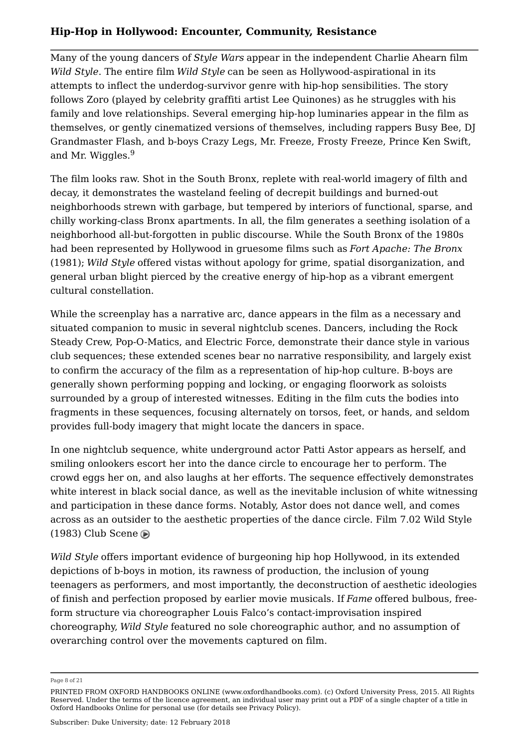Many of the young dancers of *Style Wars* appear in the independent Charlie Ahearn film *Wild Style*. The entire film *Wild Style* can be seen as Hollywood-aspirational in its attempts to inflect the underdog-survivor genre with hip-hop sensibilities. The story follows Zoro (played by celebrity graffiti artist Lee Quinones) as he struggles with his family and love relationships. Several emerging hip-hop luminaries appear in the film as themselves, or gently cinematized versions of themselves, including rappers Busy Bee, DJ Grandmaster Flash, and b-boys Crazy Legs, Mr. Freeze, Frosty Freeze, Prince Ken Swift, and Mr. Wiggles.[9]

The film looks raw. Shot in the South Bronx, replete with real-world imagery of filth and decay, it demonstrates the wasteland feeling of decrepit buildings and burned-out neighborhoods strewn with garbage, but tempered by interiors of functional, sparse, and chilly working-class Bronx apartments. In all, the film generates a seething isolation of a neighborhood all-but-forgotten in public discourse. While the South Bronx of the 1980s had been represented by Hollywood in gruesome films such as *Fort Apache: The Bronx* (1981); *Wild Style* offered vistas without apology for grime, spatial disorganization, and general urban blight pierced by the creative energy of hip-hop as a vibrant emergent cultural constellation.

While the screenplay has a narrative arc, dance appears in the film as a necessary and situated companion to music in several nightclub scenes. Dancers, including the Rock Steady Crew, Pop-O-Matics, and Electric Force, demonstrate their dance style in various club sequences; these extended scenes bear no narrative responsibility, and largely exist to confirm the accuracy of the film as a representation of hip-hop culture. B-boys are generally shown performing popping and locking, or engaging floorwork as soloists surrounded by a group of interested witnesses. Editing in the film cuts the bodies into fragments in these sequences, focusing alternately on torsos, feet, or hands, and seldom provides full-body imagery that might locate the dancers in space.

In one nightclub sequence, white underground actor Patti Astor appears as herself, and smiling onlookers escort her into the dance circle to encourage her to perform. The crowd eggs her on, and also laughs at her efforts. The sequence effectively demonstrates white interest in black social dance, as well as the inevitable inclusion of white witnessing and participation in these dance forms. Notably, Astor does not dance well, and comes across as an outsider to the aesthetic properties of the dance circle. Film 7.02 Wild Style (1983) Club Scene

*Wild Style* offers important evidence of burgeoning hip hop Hollywood, in its extended depictions of b-boys in motion, its rawness of production, the inclusion of young teenagers as performers, and most importantly, the deconstruction of aesthetic ideologies of finish and perfection proposed by earlier movie musicals. If *Fame* offered bulbous, free-form structure via choreographer Louis Falco's contact-improvisation inspired choreography, *Wild Style* featured no sole choreographic author, and no assumption of overarching control over the movements captured on film.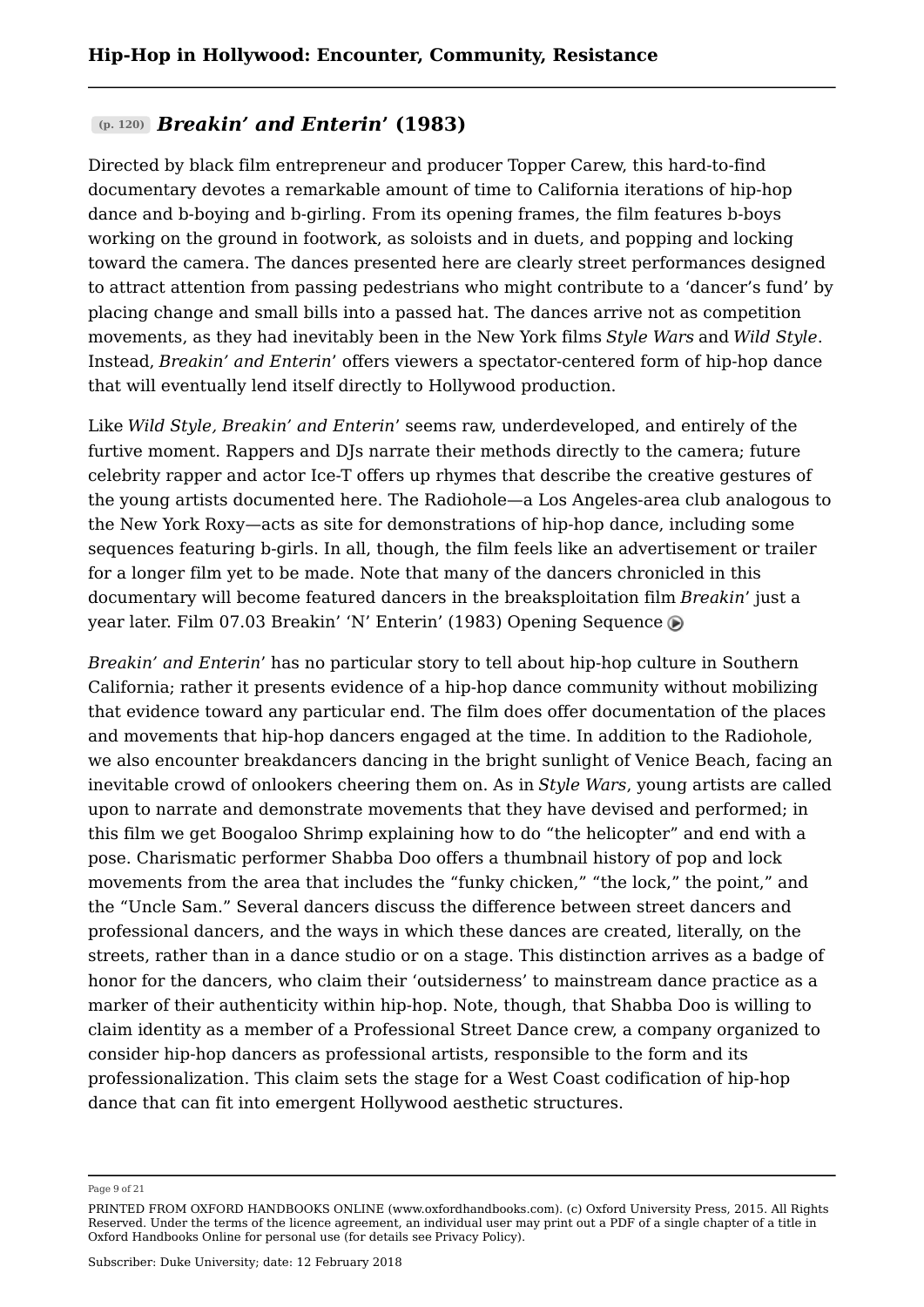## (p. 120) *Breakin' and Enterin*' (1983)

Directed by black film entrepreneur and producer Topper Carew, this hard-to-find documentary devotes a remarkable amount of time to California iterations of hip-hop dance and b-boying and b-girling. From its opening frames, the film features b-boys working on the ground in footwork, as soloists and in duets, and popping and locking toward the camera. The dances presented here are clearly street performances designed to attract attention from passing pedestrians who might contribute to a 'dancer's fund' by placing change and small bills into a passed hat. The dances arrive not as competition movements, as they had inevitably been in the New York films *Style Wars* and *Wild Style*. Instead, *Breakin' and Enterin*' offers viewers a spectator-centered form of hip-hop dance that will eventually lend itself directly to Hollywood production.

Like *Wild Style, Breakin' and Enterin*' seems raw, underdeveloped, and entirely of the furtive moment. Rappers and DJs narrate their methods directly to the camera; future celebrity rapper and actor Ice-T offers up rhymes that describe the creative gestures of the young artists documented here. The Radiohole—a Los Angeles-area club analogous to the New York Roxy—acts as site for demonstrations of hip-hop dance, including some sequences featuring b-girls. In all, though, the film feels like an advertisement or trailer for a longer film yet to be made. Note that many of the dancers chronicled in this documentary will become featured dancers in the breaksploitation film *Breakin*' just a year later. Film 07.03 Breakin' 'N' Enterin' (1983) Opening Sequence

*Breakin' and Enterin*' has no particular story to tell about hip-hop culture in Southern California; rather it presents evidence of a hip-hop dance community without mobilizing that evidence toward any particular end. The film does offer documentation of the places and movements that hip-hop dancers engaged at the time. In addition to the Radiohole, we also encounter breakdancers dancing in the bright sunlight of Venice Beach, facing an inevitable crowd of onlookers cheering them on. As in *Style Wars*, young artists are called upon to narrate and demonstrate movements that they have devised and performed; in this film we get Boogaloo Shrimp explaining how to do "the helicopter" and end with a pose. Charismatic performer Shabba Doo offers a thumbnail history of pop and lock movements from the area that includes the "funky chicken," "the lock," the point," and the "Uncle Sam." Several dancers discuss the difference between street dancers and professional dancers, and the ways in which these dances are created, literally, on the streets, rather than in a dance studio or on a stage. This distinction arrives as a badge of honor for the dancers, who claim their 'outsiderness' to mainstream dance practice as a marker of their authenticity within hip-hop. Note, though, that Shabba Doo is willing to claim identity as a member of a Professional Street Dance crew, a company organized to consider hip-hop dancers as professional artists, responsible to the form and its professionalization. This claim sets the stage for a West Coast codification of hip-hop dance that can fit into emergent Hollywood aesthetic structures.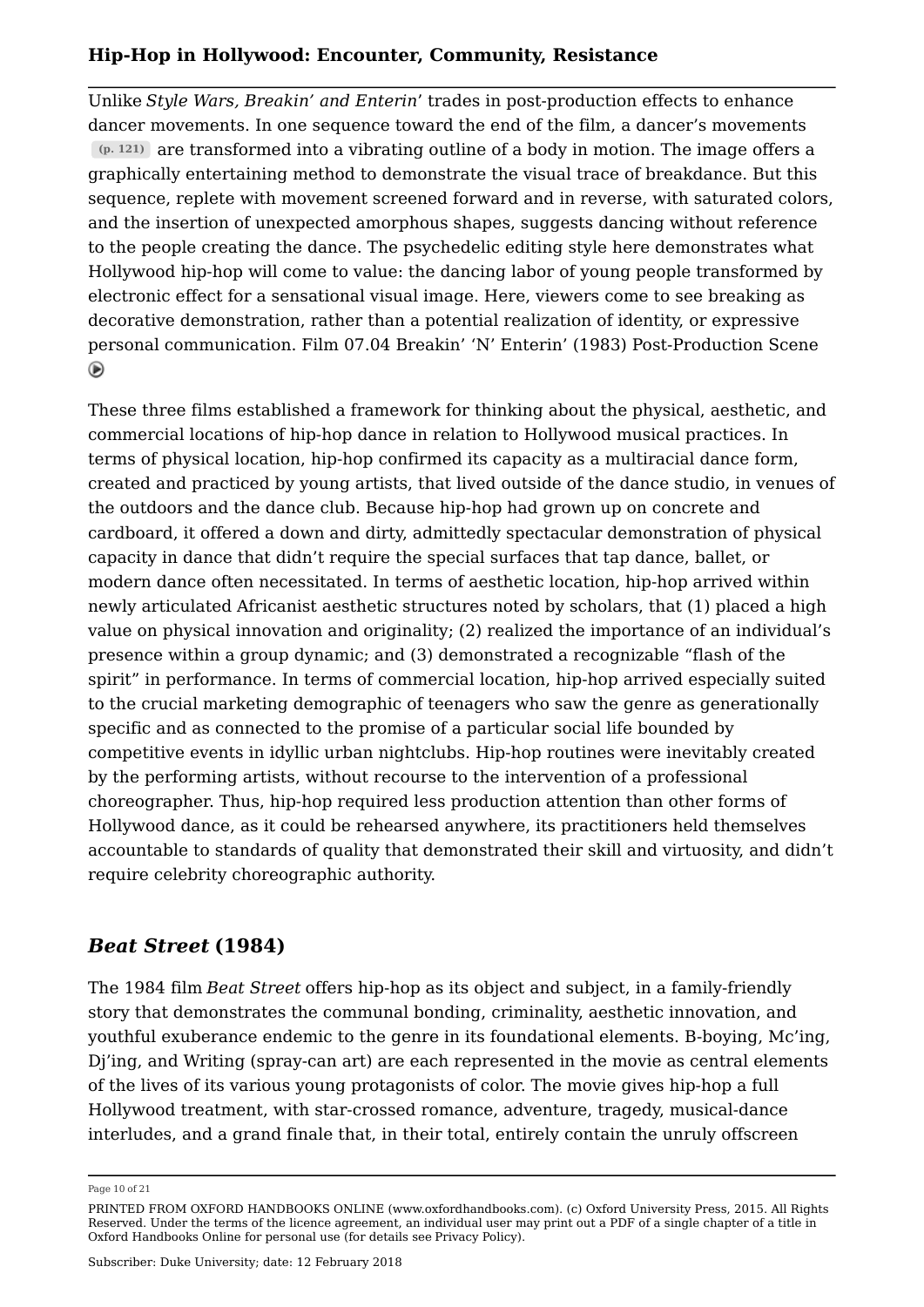Unlike *Style Wars, Breakin' and Enterin'* trades in post-production effects to enhance dancer movements. In one sequence toward the end of the film, a dancer's movements (p. 121) are transformed into a vibrating outline of a body in motion. The image offers a graphically entertaining method to demonstrate the visual trace of breakdance. But this sequence, replete with movement screened forward and in reverse, with saturated colors, and the insertion of unexpected amorphous shapes, suggests dancing without reference to the people creating the dance. The psychedelic editing style here demonstrates what Hollywood hip-hop will come to value: the dancing labor of young people transformed by electronic effect for a sensational visual image. Here, viewers come to see breaking as decorative demonstration, rather than a potential realization of identity, or expressive personal communication. Film 07.04 Breakin' 'N' Enterin' (1983) Post-Production Scene

These three films established a framework for thinking about the physical, aesthetic, and commercial locations of hip-hop dance in relation to Hollywood musical practices. In terms of physical location, hip-hop confirmed its capacity as a multiracial dance form, created and practiced by young artists, that lived outside of the dance studio, in venues of the outdoors and the dance club. Because hip-hop had grown up on concrete and cardboard, it offered a down and dirty, admittedly spectacular demonstration of physical capacity in dance that didn't require the special surfaces that tap dance, ballet, or modern dance often necessitated. In terms of aesthetic location, hip-hop arrived within newly articulated Africanist aesthetic structures noted by scholars, that (1) placed a high value on physical innovation and originality; (2) realized the importance of an individual's presence within a group dynamic; and (3) demonstrated a recognizable "flash of the spirit" in performance. In terms of commercial location, hip-hop arrived especially suited to the crucial marketing demographic of teenagers who saw the genre as generationally specific and as connected to the promise of a particular social life bounded by competitive events in idyllic urban nightclubs. Hip-hop routines were inevitably created by the performing artists, without recourse to the intervention of a professional choreographer. Thus, hip-hop required less production attention than other forms of Hollywood dance, as it could be rehearsed anywhere, its practitioners held themselves accountable to standards of quality that demonstrated their skill and virtuosity, and didn't require celebrity choreographic authority.

## *Beat Street* (1984)

The 1984 film *Beat Street* offers hip-hop as its object and subject, in a family-friendly story that demonstrates the communal bonding, criminality, aesthetic innovation, and youthful exuberance endemic to the genre in its foundational elements. B-boying, Mc'ing, Dj'ing, and Writing (spray-can art) are each represented in the movie as central elements of the lives of its various young protagonists of color. The movie gives hip-hop a full Hollywood treatment, with star-crossed romance, adventure, tragedy, musical-dance interludes, and a grand finale that, in their total, entirely contain the unruly offscreen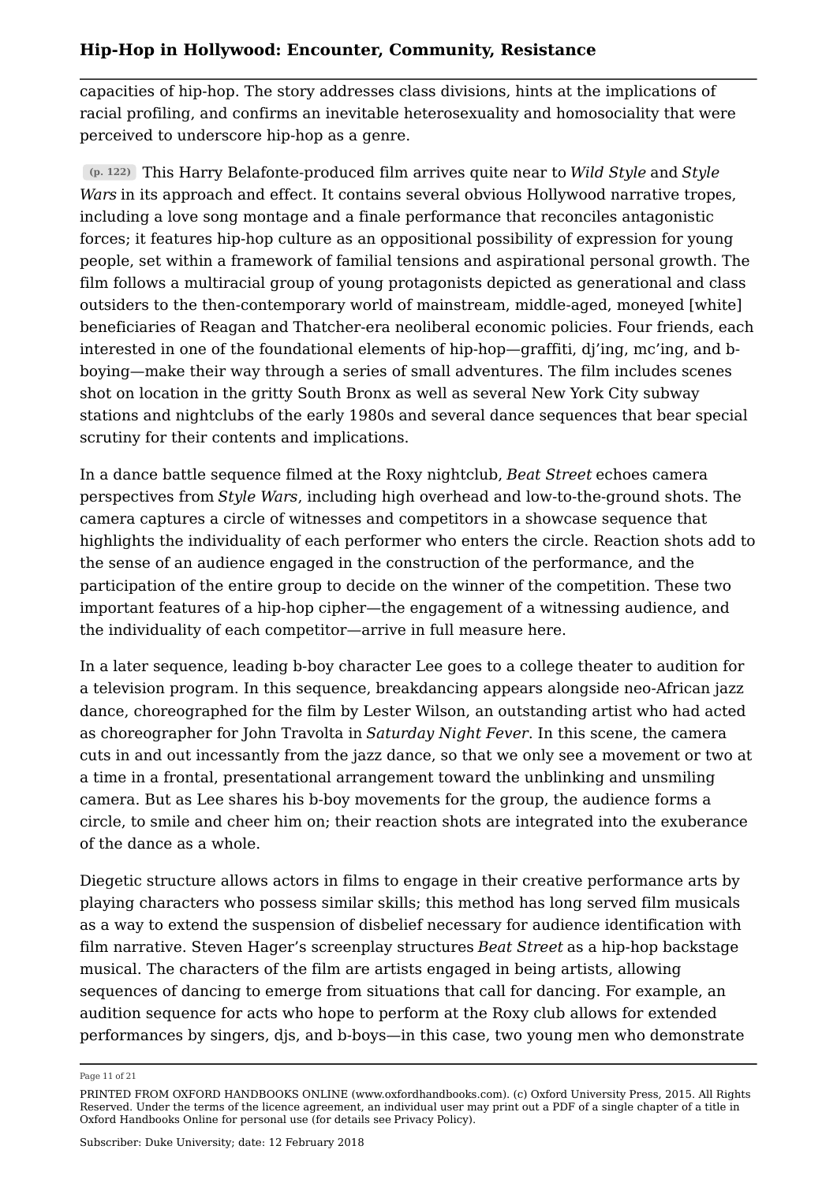capacities of hip-hop. The story addresses class divisions, hints at the implications of racial profiling, and confirms an inevitable heterosexuality and homosociality that were perceived to underscore hip-hop as a genre.

(p. 122) This Harry Belafonte-produced film arrives quite near to *Wild Style* and *Style Wars* in its approach and effect. It contains several obvious Hollywood narrative tropes, including a love song montage and a finale performance that reconciles antagonistic forces; it features hip-hop culture as an oppositional possibility of expression for young people, set within a framework of familial tensions and aspirational personal growth. The film follows a multiracial group of young protagonists depicted as generational and class outsiders to the then-contemporary world of mainstream, middle-aged, moneyed [white] beneficiaries of Reagan and Thatcher-era neoliberal economic policies. Four friends, each interested in one of the foundational elements of hip-hop—graffiti, dj'ing, mc'ing, and b-boying—make their way through a series of small adventures. The film includes scenes shot on location in the gritty South Bronx as well as several New York City subway stations and nightclubs of the early 1980s and several dance sequences that bear special scrutiny for their contents and implications.

In a dance battle sequence filmed at the Roxy nightclub, *Beat Street* echoes camera perspectives from *Style Wars*, including high overhead and low-to-the-ground shots. The camera captures a circle of witnesses and competitors in a showcase sequence that highlights the individuality of each performer who enters the circle. Reaction shots add to the sense of an audience engaged in the construction of the performance, and the participation of the entire group to decide on the winner of the competition. These two important features of a hip-hop cipher—the engagement of a witnessing audience, and the individuality of each competitor—arrive in full measure here.

In a later sequence, leading b-boy character Lee goes to a college theater to audition for a television program. In this sequence, breakdancing appears alongside neo-African jazz dance, choreographed for the film by Lester Wilson, an outstanding artist who had acted as choreographer for John Travolta in *Saturday Night Fever*. In this scene, the camera cuts in and out incessantly from the jazz dance, so that we only see a movement or two at a time in a frontal, presentational arrangement toward the unblinking and unsmiling camera. But as Lee shares his b-boy movements for the group, the audience forms a circle, to smile and cheer him on; their reaction shots are integrated into the exuberance of the dance as a whole.

Diegetic structure allows actors in films to engage in their creative performance arts by playing characters who possess similar skills; this method has long served film musicals as a way to extend the suspension of disbelief necessary for audience identification with film narrative. Steven Hager's screenplay structures *Beat Street* as a hip-hop backstage musical. The characters of the film are artists engaged in being artists, allowing sequences of dancing to emerge from situations that call for dancing. For example, an audition sequence for acts who hope to perform at the Roxy club allows for extended performances by singers, djs, and b-boys—in this case, two young men who demonstrate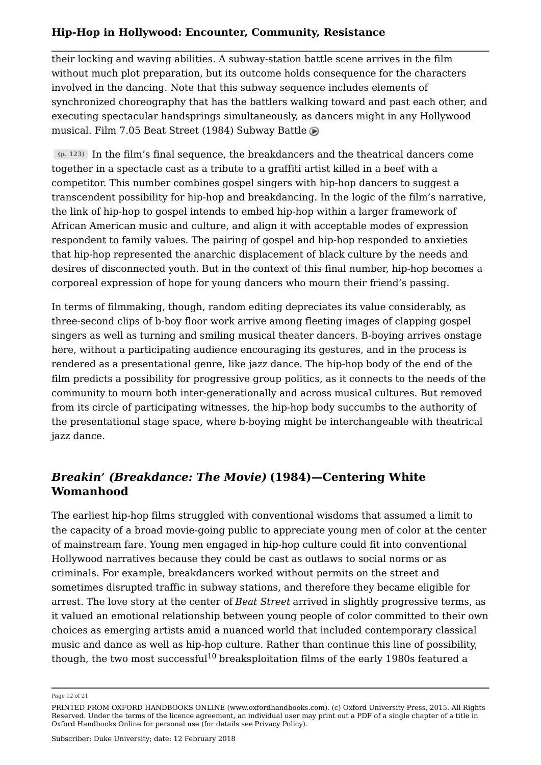their locking and waving abilities. A subway-station battle scene arrives in the film without much plot preparation, but its outcome holds consequence for the characters involved in the dancing. Note that this subway sequence includes elements of synchronized choreography that has the battlers walking toward and past each other, and executing spectacular handsprings simultaneously, as dancers might in any Hollywood musical. Film 7.05 Beat Street (1984) Subway Battle

(p. 123) In the film's final sequence, the breakdancers and the theatrical dancers come together in a spectacle cast as a tribute to a graffiti artist killed in a beef with a competitor. This number combines gospel singers with hip-hop dancers to suggest a transcendent possibility for hip-hop and breakdancing. In the logic of the film's narrative, the link of hip-hop to gospel intends to embed hip-hop within a larger framework of African American music and culture, and align it with acceptable modes of expression respondent to family values. The pairing of gospel and hip-hop responded to anxieties that hip-hop represented the anarchic displacement of black culture by the needs and desires of disconnected youth. But in the context of this final number, hip-hop becomes a corporeal expression of hope for young dancers who mourn their friend's passing.

In terms of filmmaking, though, random editing depreciates its value considerably, as three-second clips of b-boy floor work arrive among fleeting images of clapping gospel singers as well as turning and smiling musical theater dancers. B-boying arrives onstage here, without a participating audience encouraging its gestures, and in the process is rendered as a presentational genre, like jazz dance. The hip-hop body of the end of the film predicts a possibility for progressive group politics, as it connects to the needs of the community to mourn both inter-generationally and across musical cultures. But removed from its circle of participating witnesses, the hip-hop body succumbs to the authority of the presentational stage space, where b-boying might be interchangeable with theatrical jazz dance.

## *Breakin' (Breakdance: The Movie)* (1984)—Centering White Womanhood

The earliest hip-hop films struggled with conventional wisdoms that assumed a limit to the capacity of a broad movie-going public to appreciate young men of color at the center of mainstream fare. Young men engaged in hip-hop culture could fit into conventional Hollywood narratives because they could be cast as outlaws to social norms or as criminals. For example, breakdancers worked without permits on the street and sometimes disrupted traffic in subway stations, and therefore they became eligible for arrest. The love story at the center of *Beat Street* arrived in slightly progressive terms, as it valued an emotional relationship between young people of color committed to their own choices as emerging artists amid a nuanced world that included contemporary classical music and dance as well as hip-hop culture. Rather than continue this line of possibility, though, the two most successful[10] breaksploitation films of the early 1980s featured a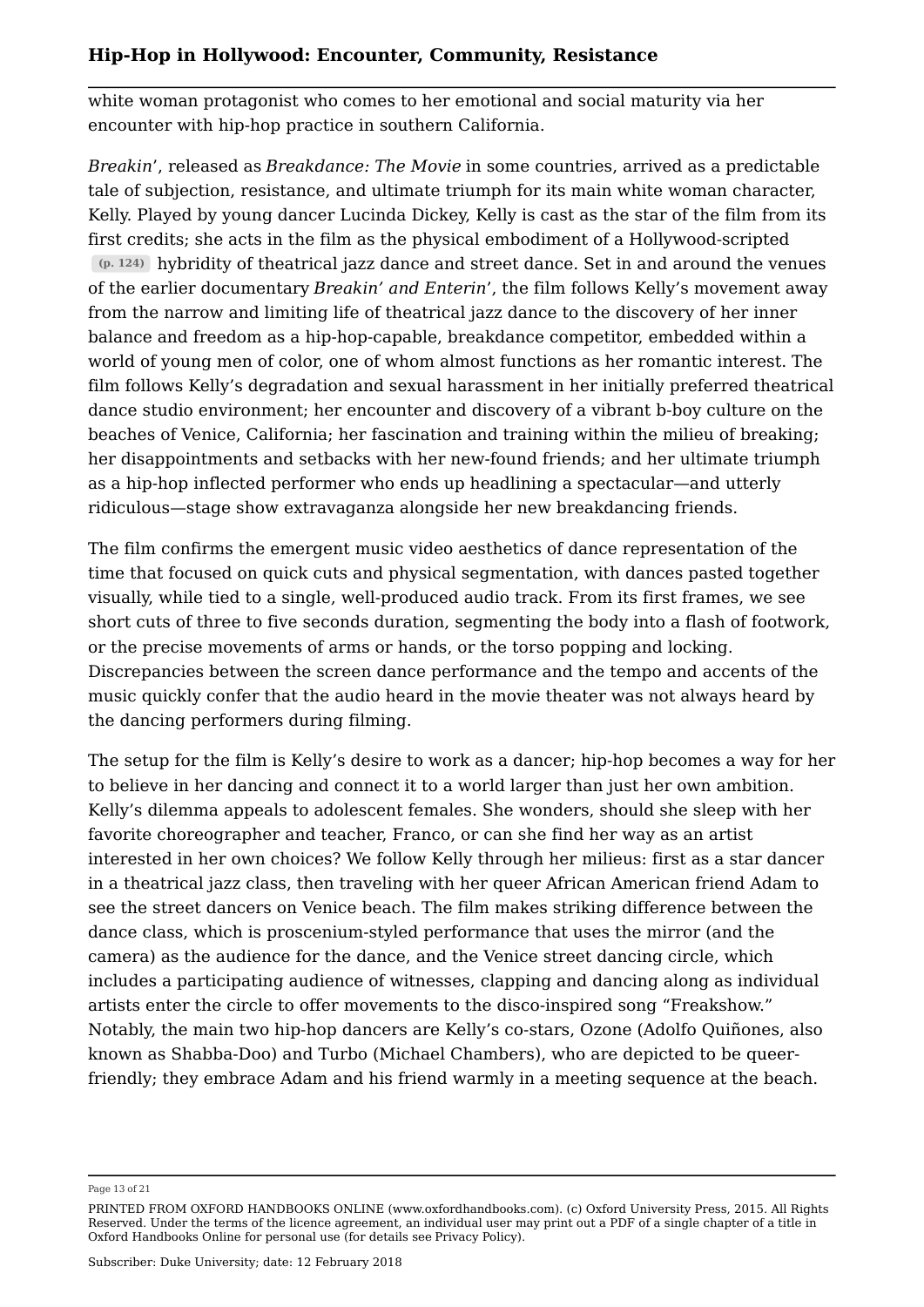white woman protagonist who comes to her emotional and social maturity via her encounter with hip-hop practice in southern California.

*Breakin*', released as *Breakdance: The Movie* in some countries, arrived as a predictable tale of subjection, resistance, and ultimate triumph for its main white woman character, Kelly. Played by young dancer Lucinda Dickey, Kelly is cast as the star of the film from its first credits; she acts in the film as the physical embodiment of a Hollywood-scripted (p. 124) hybridity of theatrical jazz dance and street dance. Set in and around the venues of the earlier documentary *Breakin' and Enterin*', the film follows Kelly's movement away from the narrow and limiting life of theatrical jazz dance to the discovery of her inner balance and freedom as a hip-hop-capable, breakdance competitor, embedded within a world of young men of color, one of whom almost functions as her romantic interest. The film follows Kelly's degradation and sexual harassment in her initially preferred theatrical dance studio environment; her encounter and discovery of a vibrant b-boy culture on the beaches of Venice, California; her fascination and training within the milieu of breaking; her disappointments and setbacks with her new-found friends; and her ultimate triumph as a hip-hop inflected performer who ends up headlining a spectacular—and utterly ridiculous—stage show extravaganza alongside her new breakdancing friends.

The film confirms the emergent music video aesthetics of dance representation of the time that focused on quick cuts and physical segmentation, with dances pasted together visually, while tied to a single, well-produced audio track. From its first frames, we see short cuts of three to five seconds duration, segmenting the body into a flash of footwork, or the precise movements of arms or hands, or the torso popping and locking. Discrepancies between the screen dance performance and the tempo and accents of the music quickly confer that the audio heard in the movie theater was not always heard by the dancing performers during filming.

The setup for the film is Kelly's desire to work as a dancer; hip-hop becomes a way for her to believe in her dancing and connect it to a world larger than just her own ambition. Kelly's dilemma appeals to adolescent females. She wonders, should she sleep with her favorite choreographer and teacher, Franco, or can she find her way as an artist interested in her own choices? We follow Kelly through her milieus: first as a star dancer in a theatrical jazz class, then traveling with her queer African American friend Adam to see the street dancers on Venice beach. The film makes striking difference between the dance class, which is proscenium-styled performance that uses the mirror (and the camera) as the audience for the dance, and the Venice street dancing circle, which includes a participating audience of witnesses, clapping and dancing along as individual artists enter the circle to offer movements to the disco-inspired song "Freakshow." Notably, the main two hip-hop dancers are Kelly's co-stars, Ozone (Adolfo Quiñones, also known as Shabba-Doo) and Turbo (Michael Chambers), who are depicted to be queer-friendly; they embrace Adam and his friend warmly in a meeting sequence at the beach.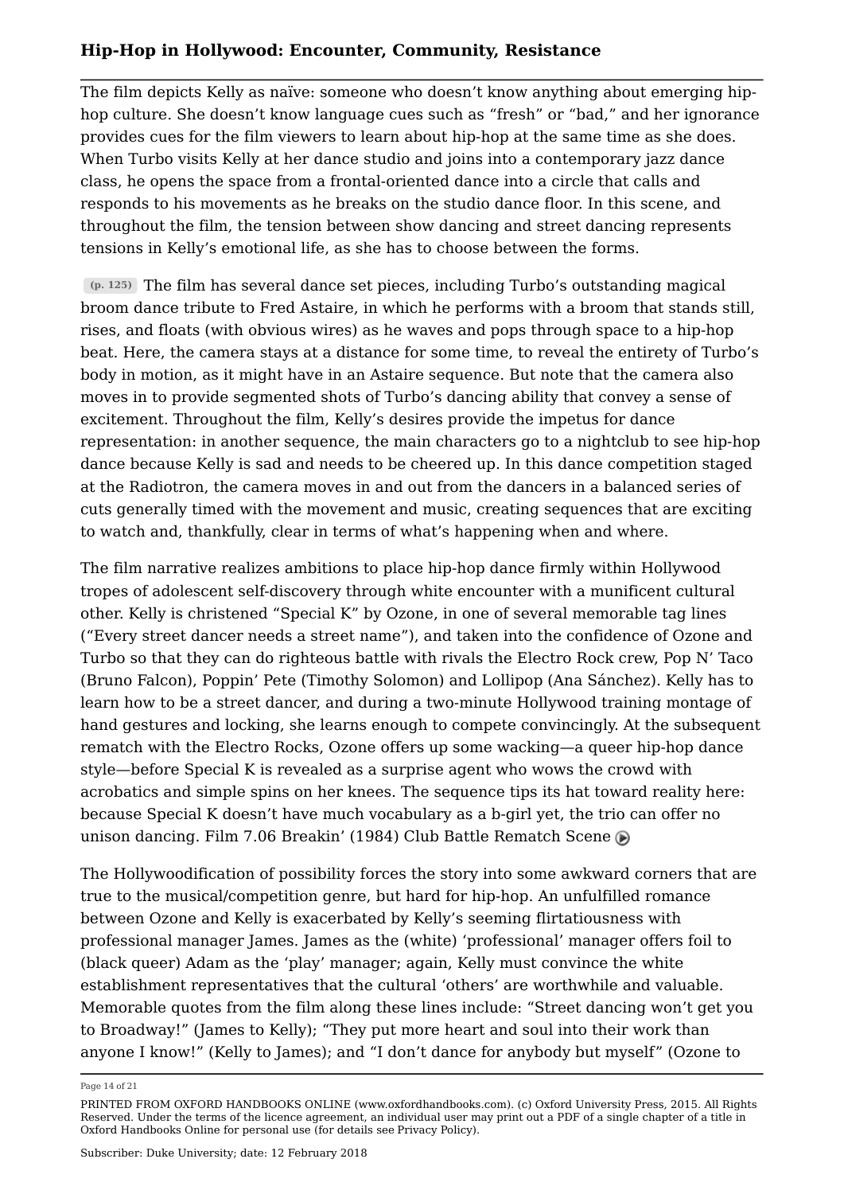The film depicts Kelly as naïve: someone who doesn't know anything about emerging hip-hop culture. She doesn't know language cues such as "fresh" or "bad," and her ignorance provides cues for the film viewers to learn about hip-hop at the same time as she does. When Turbo visits Kelly at her dance studio and joins into a contemporary jazz dance class, he opens the space from a frontal-oriented dance into a circle that calls and responds to his movements as he breaks on the studio dance floor. In this scene, and throughout the film, the tension between show dancing and street dancing represents tensions in Kelly's emotional life, as she has to choose between the forms.

(p. 125) The film has several dance set pieces, including Turbo's outstanding magical broom dance tribute to Fred Astaire, in which he performs with a broom that stands still, rises, and floats (with obvious wires) as he waves and pops through space to a hip-hop beat. Here, the camera stays at a distance for some time, to reveal the entirety of Turbo's body in motion, as it might have in an Astaire sequence. But note that the camera also moves in to provide segmented shots of Turbo's dancing ability that convey a sense of excitement. Throughout the film, Kelly's desires provide the impetus for dance representation: in another sequence, the main characters go to a nightclub to see hip-hop dance because Kelly is sad and needs to be cheered up. In this dance competition staged at the Radiotron, the camera moves in and out from the dancers in a balanced series of cuts generally timed with the movement and music, creating sequences that are exciting to watch and, thankfully, clear in terms of what's happening when and where.

The film narrative realizes ambitions to place hip-hop dance firmly within Hollywood tropes of adolescent self-discovery through white encounter with a munificent cultural other. Kelly is christened "Special K" by Ozone, in one of several memorable tag lines ("Every street dancer needs a street name"), and taken into the confidence of Ozone and Turbo so that they can do righteous battle with rivals the Electro Rock crew, Pop N' Taco (Bruno Falcon), Poppin' Pete (Timothy Solomon) and Lollipop (Ana Sánchez). Kelly has to learn how to be a street dancer, and during a two-minute Hollywood training montage of hand gestures and locking, she learns enough to compete convincingly. At the subsequent rematch with the Electro Rocks, Ozone offers up some wacking—a queer hip-hop dance style—before Special K is revealed as a surprise agent who wows the crowd with acrobatics and simple spins on her knees. The sequence tips its hat toward reality here: because Special K doesn't have much vocabulary as a b-girl yet, the trio can offer no unison dancing. Film 7.06 Breakin' (1984) Club Battle Rematch Scene

The Hollywoodification of possibility forces the story into some awkward corners that are true to the musical/competition genre, but hard for hip-hop. An unfulfilled romance between Ozone and Kelly is exacerbated by Kelly's seeming flirtatiousness with professional manager James. James as the (white) 'professional' manager offers foil to (black queer) Adam as the 'play' manager; again, Kelly must convince the white establishment representatives that the cultural 'others' are worthwhile and valuable. Memorable quotes from the film along these lines include: "Street dancing won't get you to Broadway!" (James to Kelly); "They put more heart and soul into their work than anyone I know!" (Kelly to James); and "I don't dance for anybody but myself" (Ozone to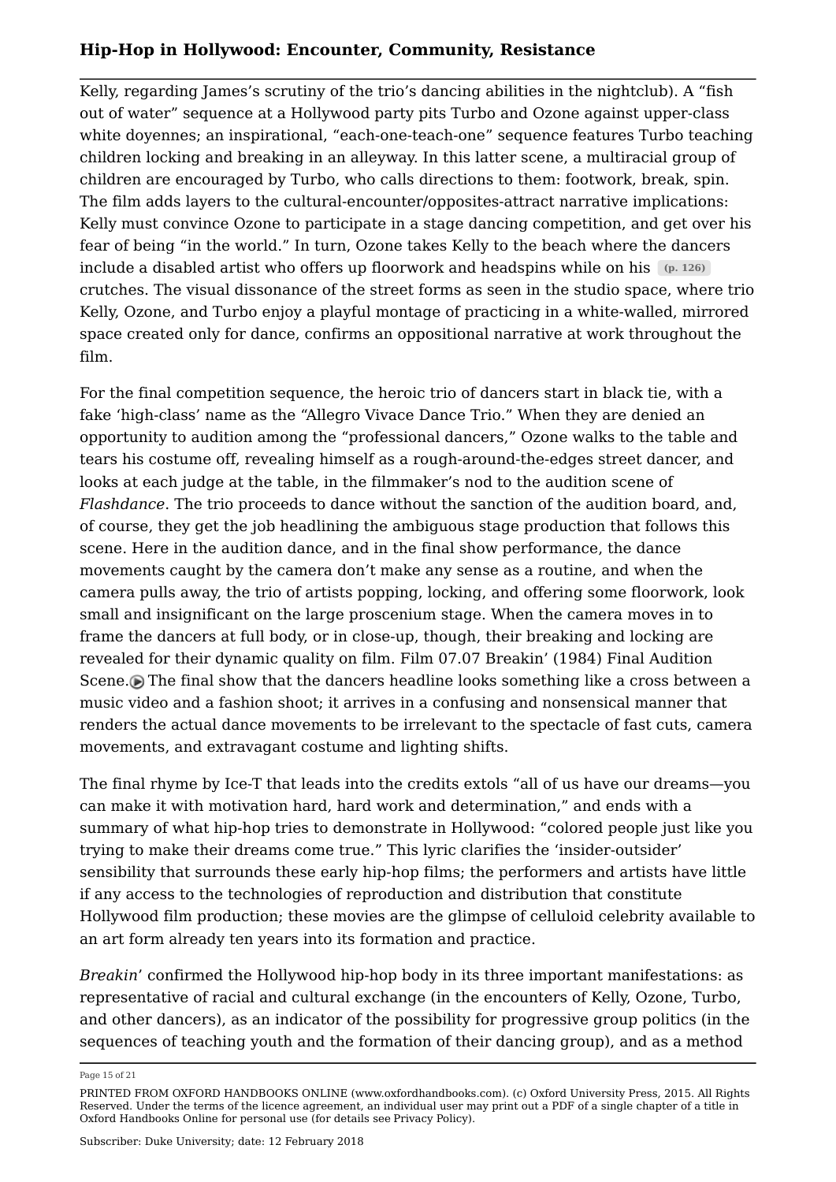Kelly, regarding James's scrutiny of the trio's dancing abilities in the nightclub). A "fish out of water" sequence at a Hollywood party pits Turbo and Ozone against upper-class white doyennes; an inspirational, "each-one-teach-one" sequence features Turbo teaching children locking and breaking in an alleyway. In this latter scene, a multiracial group of children are encouraged by Turbo, who calls directions to them: footwork, break, spin. The film adds layers to the cultural-encounter/opposites-attract narrative implications: Kelly must convince Ozone to participate in a stage dancing competition, and get over his fear of being "in the world." In turn, Ozone takes Kelly to the beach where the dancers include a disabled artist who offers up floorwork and headspins while on his (p. 126) crutches. The visual dissonance of the street forms as seen in the studio space, where trio Kelly, Ozone, and Turbo enjoy a playful montage of practicing in a white-walled, mirrored space created only for dance, confirms an oppositional narrative at work throughout the film.

For the final competition sequence, the heroic trio of dancers start in black tie, with a fake 'high-class' name as the "Allegro Vivace Dance Trio." When they are denied an opportunity to audition among the "professional dancers," Ozone walks to the table and tears his costume off, revealing himself as a rough-around-the-edges street dancer, and looks at each judge at the table, in the filmmaker's nod to the audition scene of *Flashdance*. The trio proceeds to dance without the sanction of the audition board, and, of course, they get the job headlining the ambiguous stage production that follows this scene. Here in the audition dance, and in the final show performance, the dance movements caught by the camera don't make any sense as a routine, and when the camera pulls away, the trio of artists popping, locking, and offering some floorwork, look small and insignificant on the large proscenium stage. When the camera moves in to frame the dancers at full body, or in close-up, though, their breaking and locking are revealed for their dynamic quality on film. Film 07.07 Breakin' (1984) Final Audition Scene. The final show that the dancers headline looks something like a cross between a music video and a fashion shoot; it arrives in a confusing and nonsensical manner that renders the actual dance movements to be irrelevant to the spectacle of fast cuts, camera movements, and extravagant costume and lighting shifts.

The final rhyme by Ice-T that leads into the credits extols "all of us have our dreams—you can make it with motivation hard, hard work and determination," and ends with a summary of what hip-hop tries to demonstrate in Hollywood: "colored people just like you trying to make their dreams come true." This lyric clarifies the 'insider-outsider' sensibility that surrounds these early hip-hop films; the performers and artists have little if any access to the technologies of reproduction and distribution that constitute Hollywood film production; these movies are the glimpse of celluloid celebrity available to an art form already ten years into its formation and practice.

*Breakin'* confirmed the Hollywood hip-hop body in its three important manifestations: as representative of racial and cultural exchange (in the encounters of Kelly, Ozone, Turbo, and other dancers), as an indicator of the possibility for progressive group politics (in the sequences of teaching youth and the formation of their dancing group), and as a method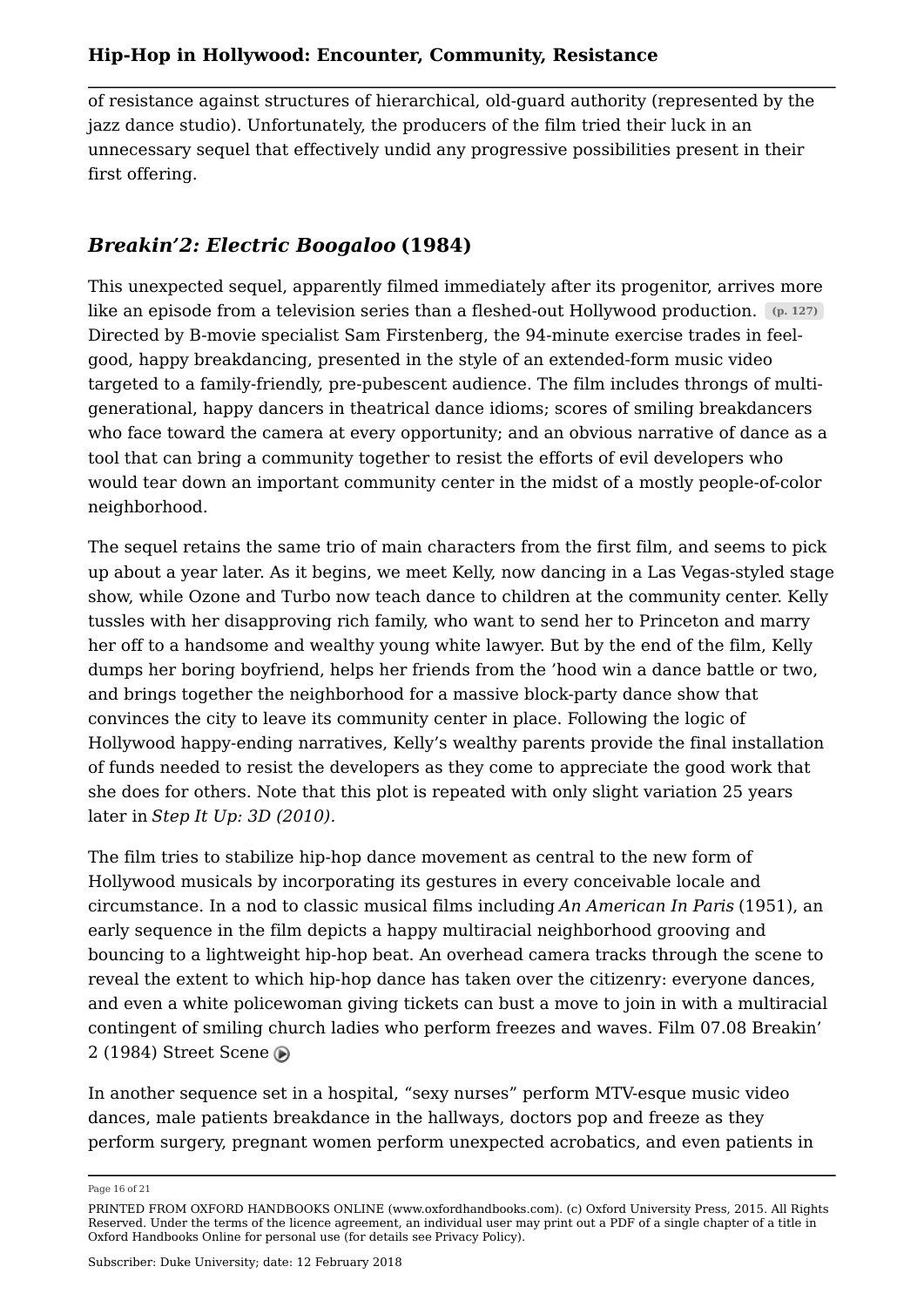of resistance against structures of hierarchical, old-guard authority (represented by the jazz dance studio). Unfortunately, the producers of the film tried their luck in an unnecessary sequel that effectively undid any progressive possibilities present in their first offering.

## *Breakin'2: Electric Boogaloo* (1984)

This unexpected sequel, apparently filmed immediately after its progenitor, arrives more like an episode from a television series than a fleshed-out Hollywood production. (p. 127) Directed by B-movie specialist Sam Firstenberg, the 94-minute exercise trades in feel-good, happy breakdancing, presented in the style of an extended-form music video targeted to a family-friendly, pre-pubescent audience. The film includes throngs of multi-generational, happy dancers in theatrical dance idioms; scores of smiling breakdancers who face toward the camera at every opportunity; and an obvious narrative of dance as a tool that can bring a community together to resist the efforts of evil developers who would tear down an important community center in the midst of a mostly people-of-color neighborhood.

The sequel retains the same trio of main characters from the first film, and seems to pick up about a year later. As it begins, we meet Kelly, now dancing in a Las Vegas-styled stage show, while Ozone and Turbo now teach dance to children at the community center. Kelly tussles with her disapproving rich family, who want to send her to Princeton and marry her off to a handsome and wealthy young white lawyer. But by the end of the film, Kelly dumps her boring boyfriend, helps her friends from the 'hood win a dance battle or two, and brings together the neighborhood for a massive block-party dance show that convinces the city to leave its community center in place. Following the logic of Hollywood happy-ending narratives, Kelly's wealthy parents provide the final installation of funds needed to resist the developers as they come to appreciate the good work that she does for others. Note that this plot is repeated with only slight variation 25 years later in *Step It Up: 3D (2010)*.

The film tries to stabilize hip-hop dance movement as central to the new form of Hollywood musicals by incorporating its gestures in every conceivable locale and circumstance. In a nod to classic musical films including *An American In Paris* (1951), an early sequence in the film depicts a happy multiracial neighborhood grooving and bouncing to a lightweight hip-hop beat. An overhead camera tracks through the scene to reveal the extent to which hip-hop dance has taken over the citizenry: everyone dances, and even a white policewoman giving tickets can bust a move to join in with a multiracial contingent of smiling church ladies who perform freezes and waves. Film 07.08 Breakin' 2 (1984) Street Scene

In another sequence set in a hospital, "sexy nurses" perform MTV-esque music video dances, male patients breakdance in the hallways, doctors pop and freeze as they perform surgery, pregnant women perform unexpected acrobatics, and even patients in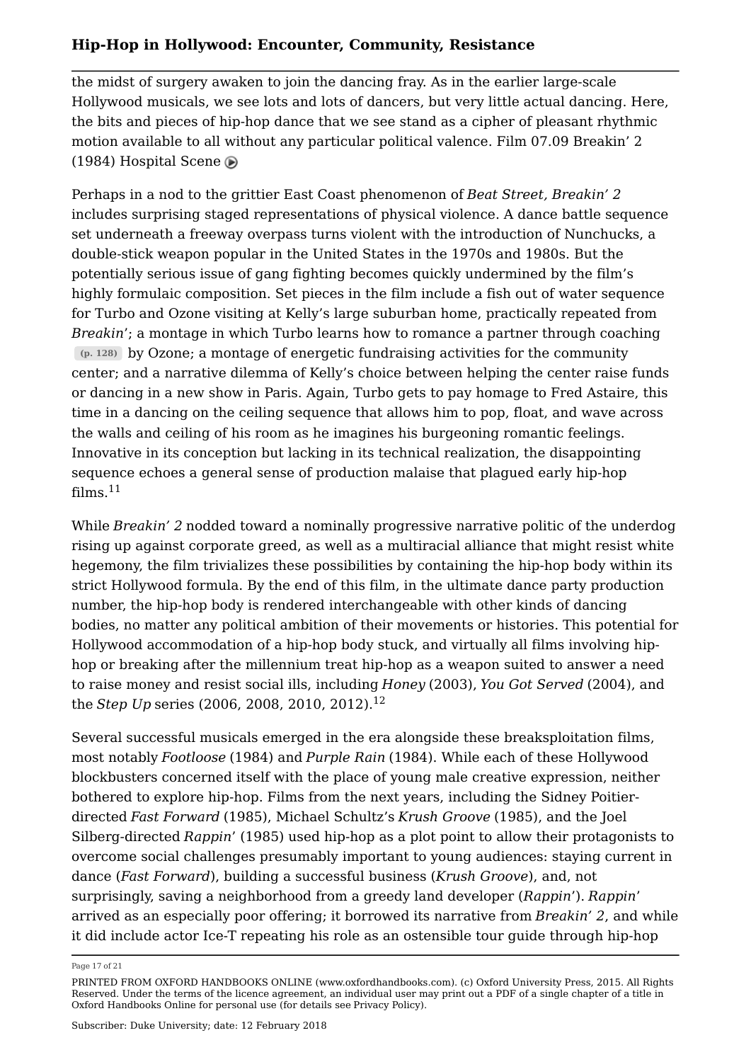the midst of surgery awaken to join the dancing fray. As in the earlier large-scale Hollywood musicals, we see lots and lots of dancers, but very little actual dancing. Here, the bits and pieces of hip-hop dance that we see stand as a cipher of pleasant rhythmic motion available to all without any particular political valence. Film 07.09 Breakin' 2 (1984) Hospital Scene

Perhaps in a nod to the grittier East Coast phenomenon of *Beat Street, Breakin' 2* includes surprising staged representations of physical violence. A dance battle sequence set underneath a freeway overpass turns violent with the introduction of Nunchucks, a double-stick weapon popular in the United States in the 1970s and 1980s. But the potentially serious issue of gang fighting becomes quickly undermined by the film's highly formulaic composition. Set pieces in the film include a fish out of water sequence for Turbo and Ozone visiting at Kelly's large suburban home, practically repeated from *Breakin*'; a montage in which Turbo learns how to romance a partner through coaching (p. 128) by Ozone; a montage of energetic fundraising activities for the community center; and a narrative dilemma of Kelly's choice between helping the center raise funds or dancing in a new show in Paris. Again, Turbo gets to pay homage to Fred Astaire, this time in a dancing on the ceiling sequence that allows him to pop, float, and wave across the walls and ceiling of his room as he imagines his burgeoning romantic feelings. Innovative in its conception but lacking in its technical realization, the disappointing sequence echoes a general sense of production malaise that plagued early hip-hop films.[11]

While *Breakin' 2* nodded toward a nominally progressive narrative politic of the underdog rising up against corporate greed, as well as a multiracial alliance that might resist white hegemony, the film trivializes these possibilities by containing the hip-hop body within its strict Hollywood formula. By the end of this film, in the ultimate dance party production number, the hip-hop body is rendered interchangeable with other kinds of dancing bodies, no matter any political ambition of their movements or histories. This potential for Hollywood accommodation of a hip-hop body stuck, and virtually all films involving hip-hop or breaking after the millennium treat hip-hop as a weapon suited to answer a need to raise money and resist social ills, including *Honey* (2003), *You Got Served* (2004), and the *Step Up* series (2006, 2008, 2010, 2012).[12]

Several successful musicals emerged in the era alongside these breaksploitation films, most notably *Footloose* (1984) and *Purple Rain* (1984). While each of these Hollywood blockbusters concerned itself with the place of young male creative expression, neither bothered to explore hip-hop. Films from the next years, including the Sidney Poitier-directed *Fast Forward* (1985), Michael Schultz's *Krush Groove* (1985), and the Joel Silberg-directed *Rappin*' (1985) used hip-hop as a plot point to allow their protagonists to overcome social challenges presumably important to young audiences: staying current in dance (*Fast Forward*), building a successful business (*Krush Groove*), and, not surprisingly, saving a neighborhood from a greedy land developer (*Rappin*'). *Rappin*' arrived as an especially poor offering; it borrowed its narrative from *Breakin' 2*, and while it did include actor Ice-T repeating his role as an ostensible tour guide through hip-hop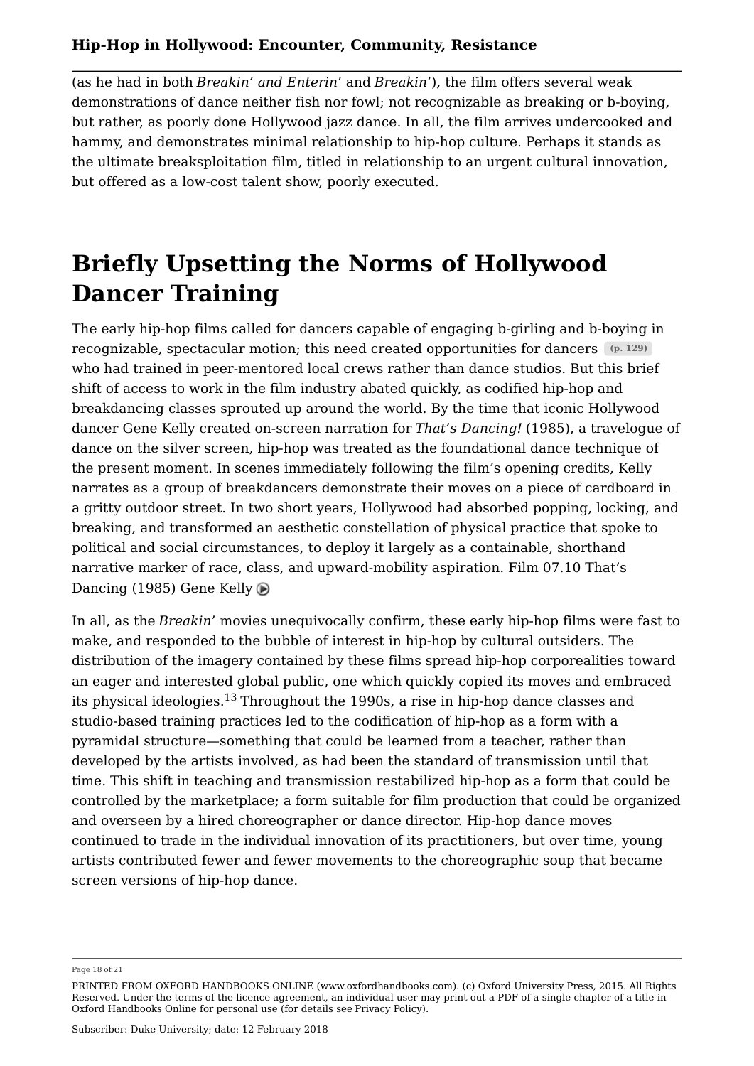(as he had in both *Breakin' and Enterin*' and *Breakin*'), the film offers several weak demonstrations of dance neither fish nor fowl; not recognizable as breaking or b-boying, but rather, as poorly done Hollywood jazz dance. In all, the film arrives undercooked and hammy, and demonstrates minimal relationship to hip-hop culture. Perhaps it stands as the ultimate breaksploitation film, titled in relationship to an urgent cultural innovation, but offered as a low-cost talent show, poorly executed.

## Briefly Upsetting the Norms of Hollywood Dancer Training

The early hip-hop films called for dancers capable of engaging b-girling and b-boying in recognizable, spectacular motion; this need created opportunities for dancers (p. 129) who had trained in peer-mentored local crews rather than dance studios. But this brief shift of access to work in the film industry abated quickly, as codified hip-hop and breakdancing classes sprouted up around the world. By the time that iconic Hollywood dancer Gene Kelly created on-screen narration for *That's Dancing!* (1985), a travelogue of dance on the silver screen, hip-hop was treated as the foundational dance technique of the present moment. In scenes immediately following the film's opening credits, Kelly narrates as a group of breakdancers demonstrate their moves on a piece of cardboard in a gritty outdoor street. In two short years, Hollywood had absorbed popping, locking, and breaking, and transformed an aesthetic constellation of physical practice that spoke to political and social circumstances, to deploy it largely as a containable, shorthand narrative marker of race, class, and upward-mobility aspiration. Film 07.10 That's Dancing (1985) Gene Kelly

In all, as the *Breakin*' movies unequivocally confirm, these early hip-hop films were fast to make, and responded to the bubble of interest in hip-hop by cultural outsiders. The distribution of the imagery contained by these films spread hip-hop corporealities toward an eager and interested global public, one which quickly copied its moves and embraced its physical ideologies.[13] Throughout the 1990s, a rise in hip-hop dance classes and studio-based training practices led to the codification of hip-hop as a form with a pyramidal structure—something that could be learned from a teacher, rather than developed by the artists involved, as had been the standard of transmission until that time. This shift in teaching and transmission restabilized hip-hop as a form that could be controlled by the marketplace; a form suitable for film production that could be organized and overseen by a hired choreographer or dance director. Hip-hop dance moves continued to trade in the individual innovation of its practitioners, but over time, young artists contributed fewer and fewer movements to the choreographic soup that became screen versions of hip-hop dance.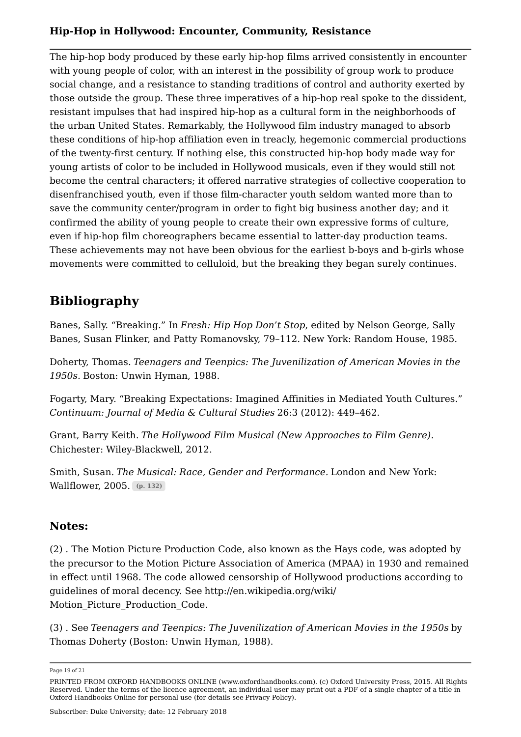The hip-hop body produced by these early hip-hop films arrived consistently in encounter with young people of color, with an interest in the possibility of group work to produce social change, and a resistance to standing traditions of control and authority exerted by those outside the group. These three imperatives of a hip-hop real spoke to the dissident, resistant impulses that had inspired hip-hop as a cultural form in the neighborhoods of the urban United States. Remarkably, the Hollywood film industry managed to absorb these conditions of hip-hop affiliation even in treacly, hegemonic commercial productions of the twenty-first century. If nothing else, this constructed hip-hop body made way for young artists of color to be included in Hollywood musicals, even if they would still not become the central characters; it offered narrative strategies of collective cooperation to disenfranchised youth, even if those film-character youth seldom wanted more than to save the community center/program in order to fight big business another day; and it confirmed the ability of young people to create their own expressive forms of culture, even if hip-hop film choreographers became essential to latter-day production teams. These achievements may not have been obvious for the earliest b-boys and b-girls whose movements were committed to celluloid, but the breaking they began surely continues.

## Bibliography

Banes, Sally. "Breaking." In *Fresh: Hip Hop Don't Stop*, edited by Nelson George, Sally Banes, Susan Flinker, and Patty Romanovsky, 79–112. New York: Random House, 1985.

Doherty, Thomas. *Teenagers and Teenpics: The Juvenilization of American Movies in the 1950s*. Boston: Unwin Hyman, 1988.

Fogarty, Mary. "Breaking Expectations: Imagined Affinities in Mediated Youth Cultures." *Continuum: Journal of Media & Cultural Studies* 26:3 (2012): 449–462.

Grant, Barry Keith. *The Hollywood Film Musical (New Approaches to Film Genre)*. Chichester: Wiley-Blackwell, 2012.

Smith, Susan. *The Musical: Race, Gender and Performance*. London and New York: Wallflower, 2005. (p. 132)

### Notes:

(2) . The Motion Picture Production Code, also known as the Hays code, was adopted by the precursor to the Motion Picture Association of America (MPAA) in 1930 and remained in effect until 1968. The code allowed censorship of Hollywood productions according to guidelines of moral decency. See http://en.wikipedia.org/wiki/Motion_Picture_Production_Code.

(3) . See *Teenagers and Teenpics: The Juvenilization of American Movies in the 1950s* by Thomas Doherty (Boston: Unwin Hyman, 1988).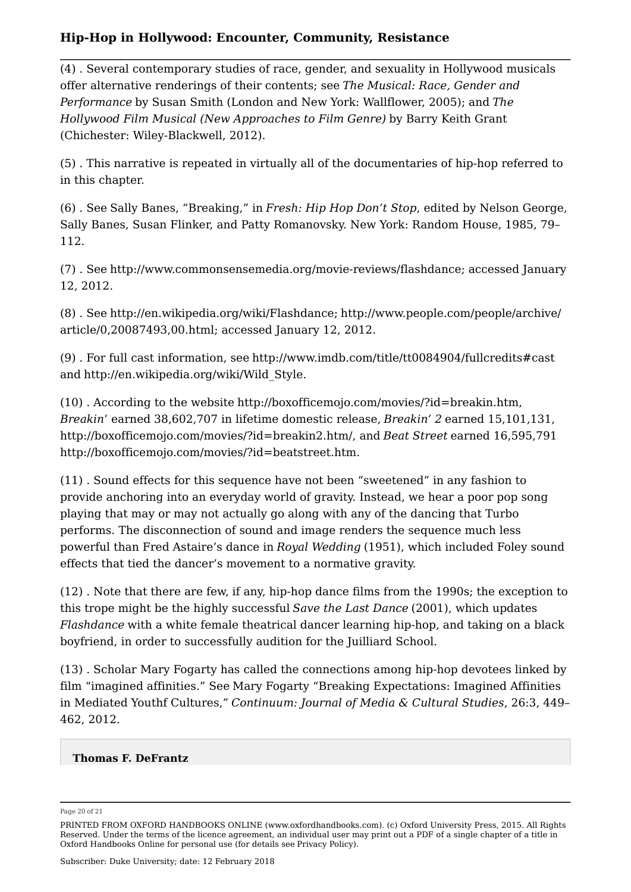(4) . Several contemporary studies of race, gender, and sexuality in Hollywood musicals offer alternative renderings of their contents; see *The Musical: Race, Gender and Performance* by Susan Smith (London and New York: Wallflower, 2005); and *The Hollywood Film Musical (New Approaches to Film Genre)* by Barry Keith Grant (Chichester: Wiley-Blackwell, 2012).

(5) . This narrative is repeated in virtually all of the documentaries of hip-hop referred to in this chapter.

(6) . See Sally Banes, "Breaking," in *Fresh: Hip Hop Don't Stop*, edited by Nelson George, Sally Banes, Susan Flinker, and Patty Romanovsky. New York: Random House, 1985, 79–112.

(7) . See http://www.commonsensemedia.org/movie-reviews/flashdance; accessed January 12, 2012.

(8) . See http://en.wikipedia.org/wiki/Flashdance; http://www.people.com/people/archive/article/0,20087493,00.html; accessed January 12, 2012.

(9) . For full cast information, see http://www.imdb.com/title/tt0084904/fullcredits#cast and http://en.wikipedia.org/wiki/Wild_Style.

(10) . According to the website http://boxofficemojo.com/movies/?id=breakin.htm, *Breakin'* earned 38,602,707 in lifetime domestic release, *Breakin' 2* earned 15,101,131, http://boxofficemojo.com/movies/?id=breakin2.htm/, and *Beat Street* earned 16,595,791 http://boxofficemojo.com/movies/?id=beatstreet.htm.

(11) . Sound effects for this sequence have not been "sweetened" in any fashion to provide anchoring into an everyday world of gravity. Instead, we hear a poor pop song playing that may or may not actually go along with any of the dancing that Turbo performs. The disconnection of sound and image renders the sequence much less powerful than Fred Astaire's dance in *Royal Wedding* (1951), which included Foley sound effects that tied the dancer's movement to a normative gravity.

(12) . Note that there are few, if any, hip-hop dance films from the 1990s; the exception to this trope might be the highly successful *Save the Last Dance* (2001), which updates *Flashdance* with a white female theatrical dancer learning hip-hop, and taking on a black boyfriend, in order to successfully audition for the Juilliard School.

(13) . Scholar Mary Fogarty has called the connections among hip-hop devotees linked by film "imagined affinities." See Mary Fogarty "Breaking Expectations: Imagined Affinities in Mediated Youthf Cultures," *Continuum: Journal of Media & Cultural Studies*, 26:3, 449–462, 2012.

**Thomas F. DeFrantz**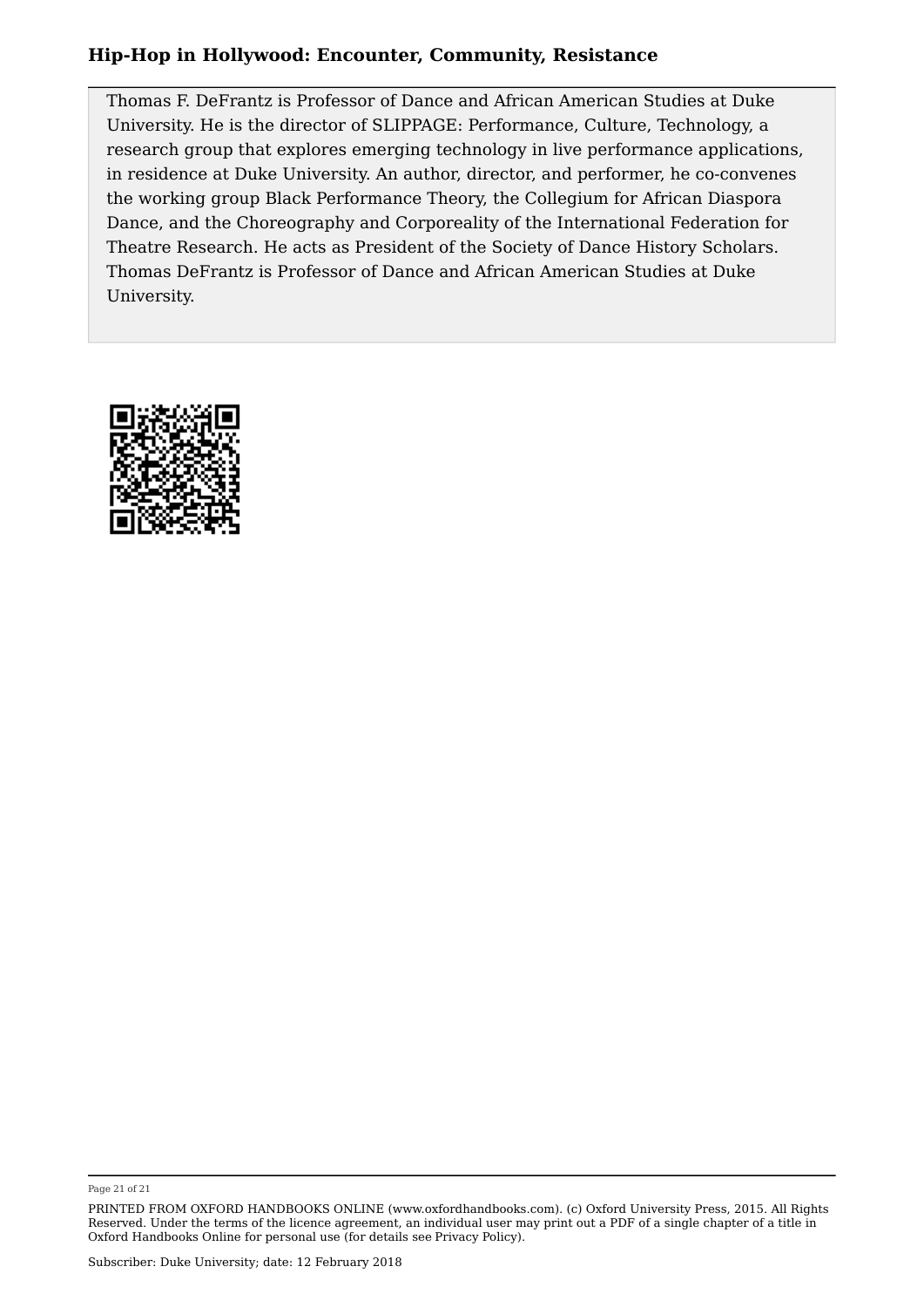Thomas F. DeFrantz is Professor of Dance and African American Studies at Duke University. He is the director of SLIPPAGE: Performance, Culture, Technology, a research group that explores emerging technology in live performance applications, in residence at Duke University. An author, director, and performer, he co-convenes the working group Black Performance Theory, the Collegium for African Diaspora Dance, and the Choreography and Corporeality of the International Federation for Theatre Research. He acts as President of the Society of Dance History Scholars. Thomas DeFrantz is Professor of Dance and African American Studies at Duke University.